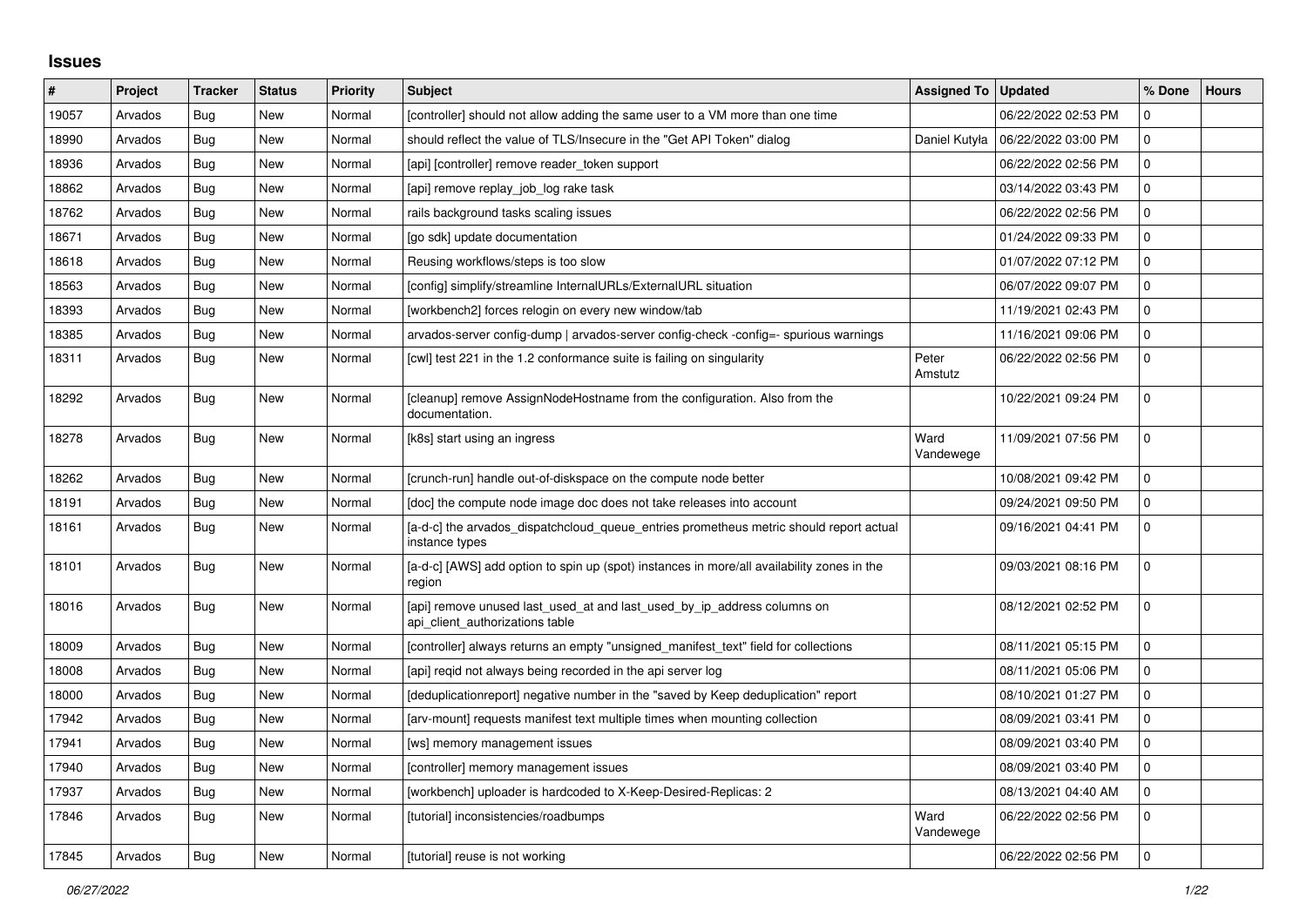## Issues

| # | Project | Tracker | Status | Priority | Subject | Assigned To | Updated | % Done | Hours |
|---|---|---|---|---|---|---|---|---|---|
| 19057 | Arvados | Bug | New | Normal | [controller] should not allow adding the same user to a VM more than one time | | 06/22/2022 02:53 PM | 0 | |
| 18990 | Arvados | Bug | New | Normal | should reflect the value of TLS/Insecure in the "Get API Token" dialog | Daniel Kutyła | 06/22/2022 03:00 PM | 0 | |
| 18936 | Arvados | Bug | New | Normal | [api] [controller] remove reader_token support | | 06/22/2022 02:56 PM | 0 | |
| 18862 | Arvados | Bug | New | Normal | [api] remove replay_job_log rake task | | 03/14/2022 03:43 PM | 0 | |
| 18762 | Arvados | Bug | New | Normal | rails background tasks scaling issues | | 06/22/2022 02:56 PM | 0 | |
| 18671 | Arvados | Bug | New | Normal | [go sdk] update documentation | | 01/24/2022 09:33 PM | 0 | |
| 18618 | Arvados | Bug | New | Normal | Reusing workflows/steps is too slow | | 01/07/2022 07:12 PM | 0 | |
| 18563 | Arvados | Bug | New | Normal | [config] simplify/streamline InternalURLs/ExternalURL situation | | 06/07/2022 09:07 PM | 0 | |
| 18393 | Arvados | Bug | New | Normal | [workbench2] forces relogin on every new window/tab | | 11/19/2021 02:43 PM | 0 | |
| 18385 | Arvados | Bug | New | Normal | arvados-server config-dump \| arvados-server config-check -config=- spurious warnings | | 11/16/2021 09:06 PM | 0 | |
| 18311 | Arvados | Bug | New | Normal | [cwl] test 221 in the 1.2 conformance suite is failing on singularity | Peter Amstutz | 06/22/2022 02:56 PM | 0 | |
| 18292 | Arvados | Bug | New | Normal | [cleanup] remove AssignNodeHostname from the configuration. Also from the documentation. | | 10/22/2021 09:24 PM | 0 | |
| 18278 | Arvados | Bug | New | Normal | [k8s] start using an ingress | Ward Vandewege | 11/09/2021 07:56 PM | 0 | |
| 18262 | Arvados | Bug | New | Normal | [crunch-run] handle out-of-diskspace on the compute node better | | 10/08/2021 09:42 PM | 0 | |
| 18191 | Arvados | Bug | New | Normal | [doc] the compute node image doc does not take releases into account | | 09/24/2021 09:50 PM | 0 | |
| 18161 | Arvados | Bug | New | Normal | [a-d-c] the arvados_dispatchcloud_queue_entries prometheus metric should report actual instance types | | 09/16/2021 04:41 PM | 0 | |
| 18101 | Arvados | Bug | New | Normal | [a-d-c] [AWS] add option to spin up (spot) instances in more/all availability zones in the region | | 09/03/2021 08:16 PM | 0 | |
| 18016 | Arvados | Bug | New | Normal | [api] remove unused last_used_at and last_used_by_ip_address columns on api_client_authorizations table | | 08/12/2021 02:52 PM | 0 | |
| 18009 | Arvados | Bug | New | Normal | [controller] always returns an empty "unsigned_manifest_text" field for collections | | 08/11/2021 05:15 PM | 0 | |
| 18008 | Arvados | Bug | New | Normal | [api] reqid not always being recorded in the api server log | | 08/11/2021 05:06 PM | 0 | |
| 18000 | Arvados | Bug | New | Normal | [deduplicationreport] negative number in the "saved by Keep deduplication" report | | 08/10/2021 01:27 PM | 0 | |
| 17942 | Arvados | Bug | New | Normal | [arv-mount] requests manifest text multiple times when mounting collection | | 08/09/2021 03:41 PM | 0 | |
| 17941 | Arvados | Bug | New | Normal | [ws] memory management issues | | 08/09/2021 03:40 PM | 0 | |
| 17940 | Arvados | Bug | New | Normal | [controller] memory management issues | | 08/09/2021 03:40 PM | 0 | |
| 17937 | Arvados | Bug | New | Normal | [workbench] uploader is hardcoded to X-Keep-Desired-Replicas: 2 | | 08/13/2021 04:40 AM | 0 | |
| 17846 | Arvados | Bug | New | Normal | [tutorial] inconsistencies/roadbumps | Ward Vandewege | 06/22/2022 02:56 PM | 0 | |
| 17845 | Arvados | Bug | New | Normal | [tutorial] reuse is not working | | 06/22/2022 02:56 PM | 0 | |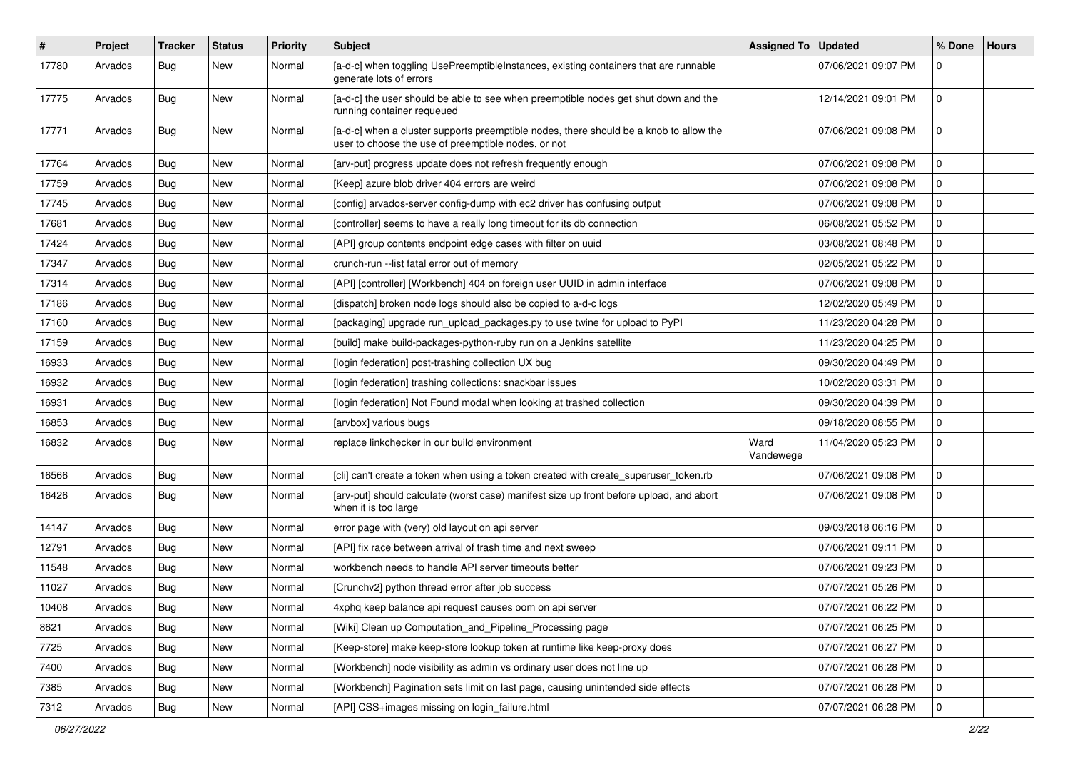| # | Project | Tracker | Status | Priority | Subject | Assigned To | Updated | % Done | Hours |
|---|---|---|---|---|---|---|---|---|---|
| 17780 | Arvados | Bug | New | Normal | [a-d-c] when toggling UsePreemptibleInstances, existing containers that are runnable generate lots of errors | | 07/06/2021 09:07 PM | 0 | |
| 17775 | Arvados | Bug | New | Normal | [a-d-c] the user should be able to see when preemptible nodes get shut down and the running container requeued | | 12/14/2021 09:01 PM | 0 | |
| 17771 | Arvados | Bug | New | Normal | [a-d-c] when a cluster supports preemptible nodes, there should be a knob to allow the user to choose the use of preemptible nodes, or not | | 07/06/2021 09:08 PM | 0 | |
| 17764 | Arvados | Bug | New | Normal | [arv-put] progress update does not refresh frequently enough | | 07/06/2021 09:08 PM | 0 | |
| 17759 | Arvados | Bug | New | Normal | [Keep] azure blob driver 404 errors are weird | | 07/06/2021 09:08 PM | 0 | |
| 17745 | Arvados | Bug | New | Normal | [config] arvados-server config-dump with ec2 driver has confusing output | | 07/06/2021 09:08 PM | 0 | |
| 17681 | Arvados | Bug | New | Normal | [controller] seems to have a really long timeout for its db connection | | 06/08/2021 05:52 PM | 0 | |
| 17424 | Arvados | Bug | New | Normal | [API] group contents endpoint edge cases with filter on uuid | | 03/08/2021 08:48 PM | 0 | |
| 17347 | Arvados | Bug | New | Normal | crunch-run --list fatal error out of memory | | 02/05/2021 05:22 PM | 0 | |
| 17314 | Arvados | Bug | New | Normal | [API] [controller] [Workbench] 404 on foreign user UUID in admin interface | | 07/06/2021 09:08 PM | 0 | |
| 17186 | Arvados | Bug | New | Normal | [dispatch] broken node logs should also be copied to a-d-c logs | | 12/02/2020 05:49 PM | 0 | |
| 17160 | Arvados | Bug | New | Normal | [packaging] upgrade run_upload_packages.py to use twine for upload to PyPI | | 11/23/2020 04:28 PM | 0 | |
| 17159 | Arvados | Bug | New | Normal | [build] make build-packages-python-ruby run on a Jenkins satellite | | 11/23/2020 04:25 PM | 0 | |
| 16933 | Arvados | Bug | New | Normal | [login federation] post-trashing collection UX bug | | 09/30/2020 04:49 PM | 0 | |
| 16932 | Arvados | Bug | New | Normal | [login federation] trashing collections: snackbar issues | | 10/02/2020 03:31 PM | 0 | |
| 16931 | Arvados | Bug | New | Normal | [login federation] Not Found modal when looking at trashed collection | | 09/30/2020 04:39 PM | 0 | |
| 16853 | Arvados | Bug | New | Normal | [arvbox] various bugs | | 09/18/2020 08:55 PM | 0 | |
| 16832 | Arvados | Bug | New | Normal | replace linkchecker in our build environment | Ward Vandewege | 11/04/2020 05:23 PM | 0 | |
| 16566 | Arvados | Bug | New | Normal | [cli] can't create a token when using a token created with create_superuser_token.rb | | 07/06/2021 09:08 PM | 0 | |
| 16426 | Arvados | Bug | New | Normal | [arv-put] should calculate (worst case) manifest size up front before upload, and abort when it is too large | | 07/06/2021 09:08 PM | 0 | |
| 14147 | Arvados | Bug | New | Normal | error page with (very) old layout on api server | | 09/03/2018 06:16 PM | 0 | |
| 12791 | Arvados | Bug | New | Normal | [API] fix race between arrival of trash time and next sweep | | 07/06/2021 09:11 PM | 0 | |
| 11548 | Arvados | Bug | New | Normal | workbench needs to handle API server timeouts better | | 07/06/2021 09:23 PM | 0 | |
| 11027 | Arvados | Bug | New | Normal | [Crunchv2] python thread error after job success | | 07/07/2021 05:26 PM | 0 | |
| 10408 | Arvados | Bug | New | Normal | 4xphq keep balance api request causes oom on api server | | 07/07/2021 06:22 PM | 0 | |
| 8621 | Arvados | Bug | New | Normal | [Wiki] Clean up Computation_and_Pipeline_Processing page | | 07/07/2021 06:25 PM | 0 | |
| 7725 | Arvados | Bug | New | Normal | [Keep-store] make keep-store lookup token at runtime like keep-proxy does | | 07/07/2021 06:27 PM | 0 | |
| 7400 | Arvados | Bug | New | Normal | [Workbench] node visibility as admin vs ordinary user does not line up | | 07/07/2021 06:28 PM | 0 | |
| 7385 | Arvados | Bug | New | Normal | [Workbench] Pagination sets limit on last page, causing unintended side effects | | 07/07/2021 06:28 PM | 0 | |
| 7312 | Arvados | Bug | New | Normal | [API] CSS+images missing on login_failure.html | | 07/07/2021 06:28 PM | 0 | |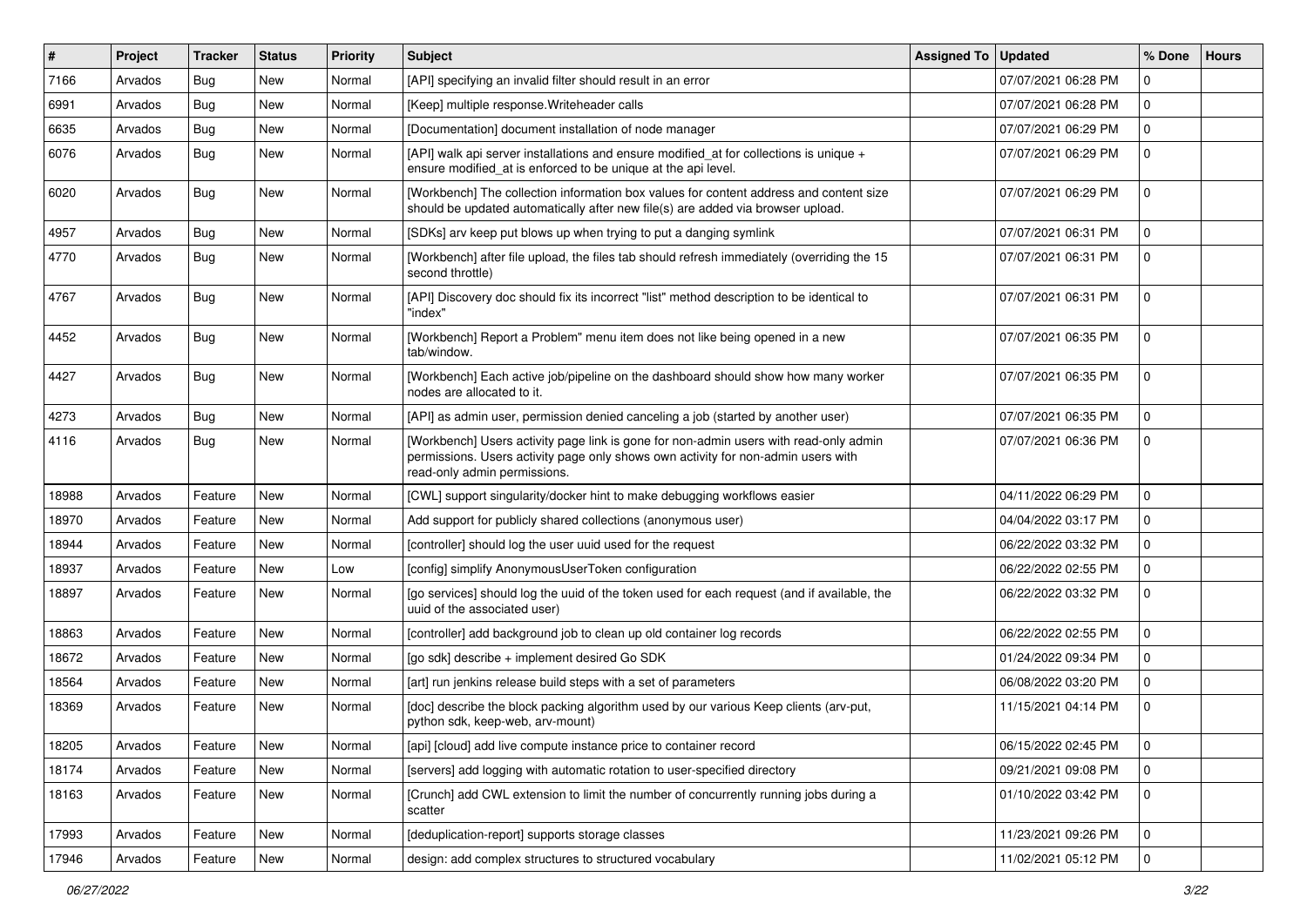| # | Project | Tracker | Status | Priority | Subject | Assigned To | Updated | % Done | Hours |
|---|---|---|---|---|---|---|---|---|---|
| 7166 | Arvados | Bug | New | Normal | [API] specifying an invalid filter should result in an error | | 07/07/2021 06:28 PM | 0 | |
| 6991 | Arvados | Bug | New | Normal | [Keep] multiple response.Writeheader calls | | 07/07/2021 06:28 PM | 0 | |
| 6635 | Arvados | Bug | New | Normal | [Documentation] document installation of node manager | | 07/07/2021 06:29 PM | 0 | |
| 6076 | Arvados | Bug | New | Normal | [API] walk api server installations and ensure modified_at for collections is unique + ensure modified_at is enforced to be unique at the api level. | | 07/07/2021 06:29 PM | 0 | |
| 6020 | Arvados | Bug | New | Normal | [Workbench] The collection information box values for content address and content size should be updated automatically after new file(s) are added via browser upload. | | 07/07/2021 06:29 PM | 0 | |
| 4957 | Arvados | Bug | New | Normal | [SDKs] arv keep put blows up when trying to put a danging symlink | | 07/07/2021 06:31 PM | 0 | |
| 4770 | Arvados | Bug | New | Normal | [Workbench] after file upload, the files tab should refresh immediately (overriding the 15 second throttle) | | 07/07/2021 06:31 PM | 0 | |
| 4767 | Arvados | Bug | New | Normal | [API] Discovery doc should fix its incorrect "list" method description to be identical to "index" | | 07/07/2021 06:31 PM | 0 | |
| 4452 | Arvados | Bug | New | Normal | [Workbench] Report a Problem" menu item does not like being opened in a new tab/window. | | 07/07/2021 06:35 PM | 0 | |
| 4427 | Arvados | Bug | New | Normal | [Workbench] Each active job/pipeline on the dashboard should show how many worker nodes are allocated to it. | | 07/07/2021 06:35 PM | 0 | |
| 4273 | Arvados | Bug | New | Normal | [API] as admin user, permission denied canceling a job (started by another user) | | 07/07/2021 06:35 PM | 0 | |
| 4116 | Arvados | Bug | New | Normal | [Workbench] Users activity page link is gone for non-admin users with read-only admin permissions. Users activity page only shows own activity for non-admin users with read-only admin permissions. | | 07/07/2021 06:36 PM | 0 | |
| 18988 | Arvados | Feature | New | Normal | [CWL] support singularity/docker hint to make debugging workflows easier | | 04/11/2022 06:29 PM | 0 | |
| 18970 | Arvados | Feature | New | Normal | Add support for publicly shared collections (anonymous user) | | 04/04/2022 03:17 PM | 0 | |
| 18944 | Arvados | Feature | New | Normal | [controller] should log the user uuid used for the request | | 06/22/2022 03:32 PM | 0 | |
| 18937 | Arvados | Feature | New | Low | [config] simplify AnonymousUserToken configuration | | 06/22/2022 02:55 PM | 0 | |
| 18897 | Arvados | Feature | New | Normal | [go services] should log the uuid of the token used for each request (and if available, the uuid of the associated user) | | 06/22/2022 03:32 PM | 0 | |
| 18863 | Arvados | Feature | New | Normal | [controller] add background job to clean up old container log records | | 06/22/2022 02:55 PM | 0 | |
| 18672 | Arvados | Feature | New | Normal | [go sdk] describe + implement desired Go SDK | | 01/24/2022 09:34 PM | 0 | |
| 18564 | Arvados | Feature | New | Normal | [art] run jenkins release build steps with a set of parameters | | 06/08/2022 03:20 PM | 0 | |
| 18369 | Arvados | Feature | New | Normal | [doc] describe the block packing algorithm used by our various Keep clients (arv-put, python sdk, keep-web, arv-mount) | | 11/15/2021 04:14 PM | 0 | |
| 18205 | Arvados | Feature | New | Normal | [api] [cloud] add live compute instance price to container record | | 06/15/2022 02:45 PM | 0 | |
| 18174 | Arvados | Feature | New | Normal | [servers] add logging with automatic rotation to user-specified directory | | 09/21/2021 09:08 PM | 0 | |
| 18163 | Arvados | Feature | New | Normal | [Crunch] add CWL extension to limit the number of concurrently running jobs during a scatter | | 01/10/2022 03:42 PM | 0 | |
| 17993 | Arvados | Feature | New | Normal | [deduplication-report] supports storage classes | | 11/23/2021 09:26 PM | 0 | |
| 17946 | Arvados | Feature | New | Normal | design: add complex structures to structured vocabulary | | 11/02/2021 05:12 PM | 0 | |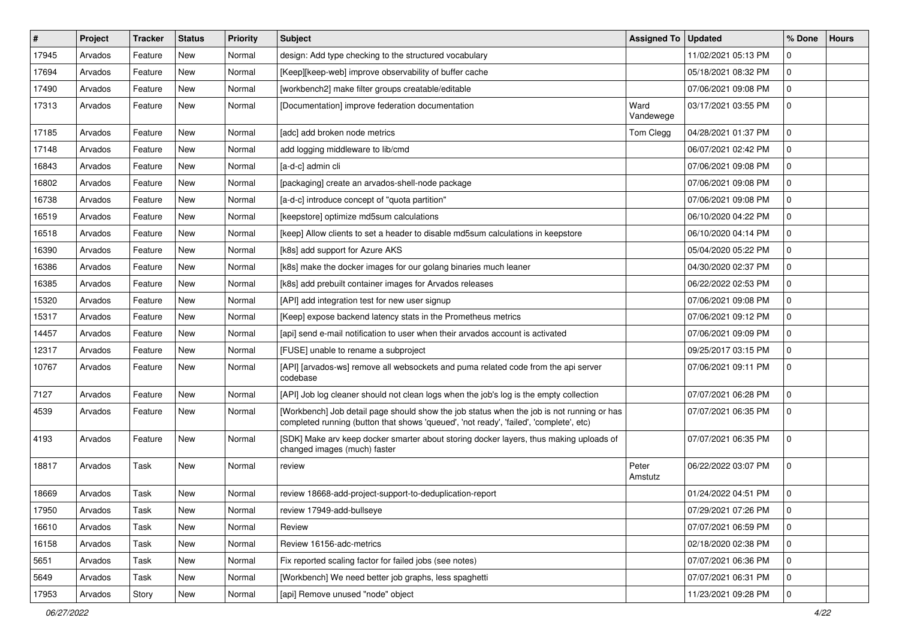| # | Project | Tracker | Status | Priority | Subject | Assigned To | Updated | % Done | Hours |
|---|---|---|---|---|---|---|---|---|---|
| 17945 | Arvados | Feature | New | Normal | design: Add type checking to the structured vocabulary | | 11/02/2021 05:13 PM | 0 | |
| 17694 | Arvados | Feature | New | Normal | [Keep][keep-web] improve observability of buffer cache | | 05/18/2021 08:32 PM | 0 | |
| 17490 | Arvados | Feature | New | Normal | [workbench2] make filter groups creatable/editable | | 07/06/2021 09:08 PM | 0 | |
| 17313 | Arvados | Feature | New | Normal | [Documentation] improve federation documentation | Ward Vandewege | 03/17/2021 03:55 PM | 0 | |
| 17185 | Arvados | Feature | New | Normal | [adc] add broken node metrics | Tom Clegg | 04/28/2021 01:37 PM | 0 | |
| 17148 | Arvados | Feature | New | Normal | add logging middleware to lib/cmd | | 06/07/2021 02:42 PM | 0 | |
| 16843 | Arvados | Feature | New | Normal | [a-d-c] admin cli | | 07/06/2021 09:08 PM | 0 | |
| 16802 | Arvados | Feature | New | Normal | [packaging] create an arvados-shell-node package | | 07/06/2021 09:08 PM | 0 | |
| 16738 | Arvados | Feature | New | Normal | [a-d-c] introduce concept of "quota partition" | | 07/06/2021 09:08 PM | 0 | |
| 16519 | Arvados | Feature | New | Normal | [keepstore] optimize md5sum calculations | | 06/10/2020 04:22 PM | 0 | |
| 16518 | Arvados | Feature | New | Normal | [keep] Allow clients to set a header to disable md5sum calculations in keepstore | | 06/10/2020 04:14 PM | 0 | |
| 16390 | Arvados | Feature | New | Normal | [k8s] add support for Azure AKS | | 05/04/2020 05:22 PM | 0 | |
| 16386 | Arvados | Feature | New | Normal | [k8s] make the docker images for our golang binaries much leaner | | 04/30/2020 02:37 PM | 0 | |
| 16385 | Arvados | Feature | New | Normal | [k8s] add prebuilt container images for Arvados releases | | 06/22/2022 02:53 PM | 0 | |
| 15320 | Arvados | Feature | New | Normal | [API] add integration test for new user signup | | 07/06/2021 09:08 PM | 0 | |
| 15317 | Arvados | Feature | New | Normal | [Keep] expose backend latency stats in the Prometheus metrics | | 07/06/2021 09:12 PM | 0 | |
| 14457 | Arvados | Feature | New | Normal | [api] send e-mail notification to user when their arvados account is activated | | 07/06/2021 09:09 PM | 0 | |
| 12317 | Arvados | Feature | New | Normal | [FUSE] unable to rename a subproject | | 09/25/2017 03:15 PM | 0 | |
| 10767 | Arvados | Feature | New | Normal | [API] [arvados-ws] remove all websockets and puma related code from the api server codebase | | 07/06/2021 09:11 PM | 0 | |
| 7127 | Arvados | Feature | New | Normal | [API] Job log cleaner should not clean logs when the job's log is the empty collection | | 07/07/2021 06:28 PM | 0 | |
| 4539 | Arvados | Feature | New | Normal | [Workbench] Job detail page should show the job status when the job is not running or has completed running (button that shows 'queued', 'not ready', 'failed', 'complete', etc) | | 07/07/2021 06:35 PM | 0 | |
| 4193 | Arvados | Feature | New | Normal | [SDK] Make arv keep docker smarter about storing docker layers, thus making uploads of changed images (much) faster | | 07/07/2021 06:35 PM | 0 | |
| 18817 | Arvados | Task | New | Normal | review | Peter Amstutz | 06/22/2022 03:07 PM | 0 | |
| 18669 | Arvados | Task | New | Normal | review 18668-add-project-support-to-deduplication-report | | 01/24/2022 04:51 PM | 0 | |
| 17950 | Arvados | Task | New | Normal | review 17949-add-bullseye | | 07/29/2021 07:26 PM | 0 | |
| 16610 | Arvados | Task | New | Normal | Review | | 07/07/2021 06:59 PM | 0 | |
| 16158 | Arvados | Task | New | Normal | Review 16156-adc-metrics | | 02/18/2020 02:38 PM | 0 | |
| 5651 | Arvados | Task | New | Normal | Fix reported scaling factor for failed jobs (see notes) | | 07/07/2021 06:36 PM | 0 | |
| 5649 | Arvados | Task | New | Normal | [Workbench] We need better job graphs, less spaghetti | | 07/07/2021 06:31 PM | 0 | |
| 17953 | Arvados | Story | New | Normal | [api] Remove unused "node" object | | 11/23/2021 09:28 PM | 0 | |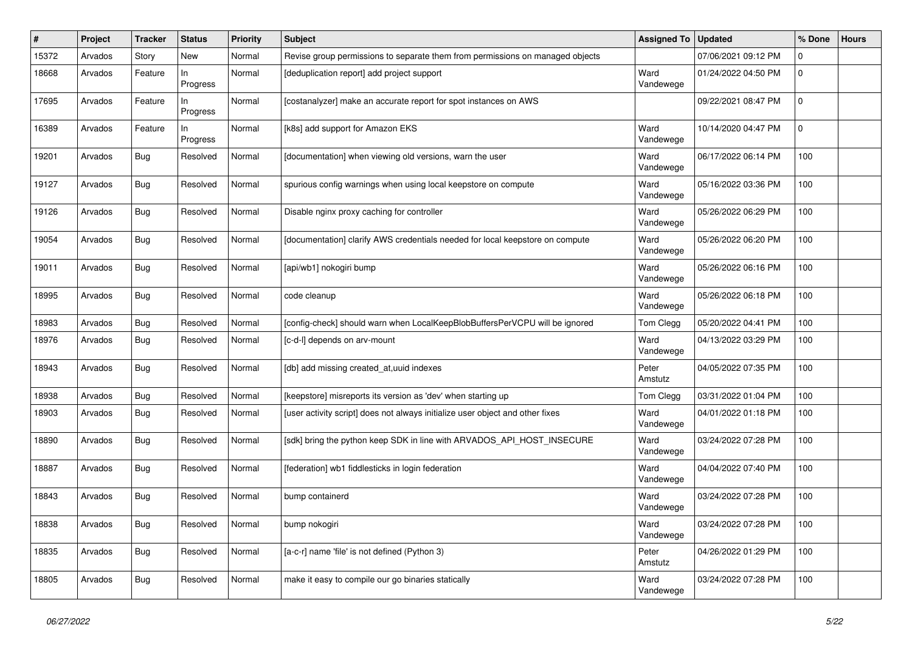| # | Project | Tracker | Status | Priority | Subject | Assigned To | Updated | % Done | Hours |
|---|---|---|---|---|---|---|---|---|---|
| 15372 | Arvados | Story | New | Normal | Revise group permissions to separate them from permissions on managed objects | | 07/06/2021 09:12 PM | 0 | |
| 18668 | Arvados | Feature | In Progress | Normal | [deduplication report] add project support | Ward Vandewege | 01/24/2022 04:50 PM | 0 | |
| 17695 | Arvados | Feature | In Progress | Normal | [costanalyzer] make an accurate report for spot instances on AWS | | 09/22/2021 08:47 PM | 0 | |
| 16389 | Arvados | Feature | In Progress | Normal | [k8s] add support for Amazon EKS | Ward Vandewege | 10/14/2020 04:47 PM | 0 | |
| 19201 | Arvados | Bug | Resolved | Normal | [documentation] when viewing old versions, warn the user | Ward Vandewege | 06/17/2022 06:14 PM | 100 | |
| 19127 | Arvados | Bug | Resolved | Normal | spurious config warnings when using local keepstore on compute | Ward Vandewege | 05/16/2022 03:36 PM | 100 | |
| 19126 | Arvados | Bug | Resolved | Normal | Disable nginx proxy caching for controller | Ward Vandewege | 05/26/2022 06:29 PM | 100 | |
| 19054 | Arvados | Bug | Resolved | Normal | [documentation] clarify AWS credentials needed for local keepstore on compute | Ward Vandewege | 05/26/2022 06:20 PM | 100 | |
| 19011 | Arvados | Bug | Resolved | Normal | [api/wb1] nokogiri bump | Ward Vandewege | 05/26/2022 06:16 PM | 100 | |
| 18995 | Arvados | Bug | Resolved | Normal | code cleanup | Ward Vandewege | 05/26/2022 06:18 PM | 100 | |
| 18983 | Arvados | Bug | Resolved | Normal | [config-check] should warn when LocalKeepBlobBuffersPerVCPU will be ignored | Tom Clegg | 05/20/2022 04:41 PM | 100 | |
| 18976 | Arvados | Bug | Resolved | Normal | [c-d-l] depends on arv-mount | Ward Vandewege | 04/13/2022 03:29 PM | 100 | |
| 18943 | Arvados | Bug | Resolved | Normal | [db] add missing created_at,uuid indexes | Peter Amstutz | 04/05/2022 07:35 PM | 100 | |
| 18938 | Arvados | Bug | Resolved | Normal | [keepstore] misreports its version as 'dev' when starting up | Tom Clegg | 03/31/2022 01:04 PM | 100 | |
| 18903 | Arvados | Bug | Resolved | Normal | [user activity script] does not always initialize user object and other fixes | Ward Vandewege | 04/01/2022 01:18 PM | 100 | |
| 18890 | Arvados | Bug | Resolved | Normal | [sdk] bring the python keep SDK in line with ARVADOS_API_HOST_INSECURE | Ward Vandewege | 03/24/2022 07:28 PM | 100 | |
| 18887 | Arvados | Bug | Resolved | Normal | [federation] wb1 fiddlesticks in login federation | Ward Vandewege | 04/04/2022 07:40 PM | 100 | |
| 18843 | Arvados | Bug | Resolved | Normal | bump containerd | Ward Vandewege | 03/24/2022 07:28 PM | 100 | |
| 18838 | Arvados | Bug | Resolved | Normal | bump nokogiri | Ward Vandewege | 03/24/2022 07:28 PM | 100 | |
| 18835 | Arvados | Bug | Resolved | Normal | [a-c-r] name 'file' is not defined (Python 3) | Peter Amstutz | 04/26/2022 01:29 PM | 100 | |
| 18805 | Arvados | Bug | Resolved | Normal | make it easy to compile our go binaries statically | Ward Vandewege | 03/24/2022 07:28 PM | 100 | |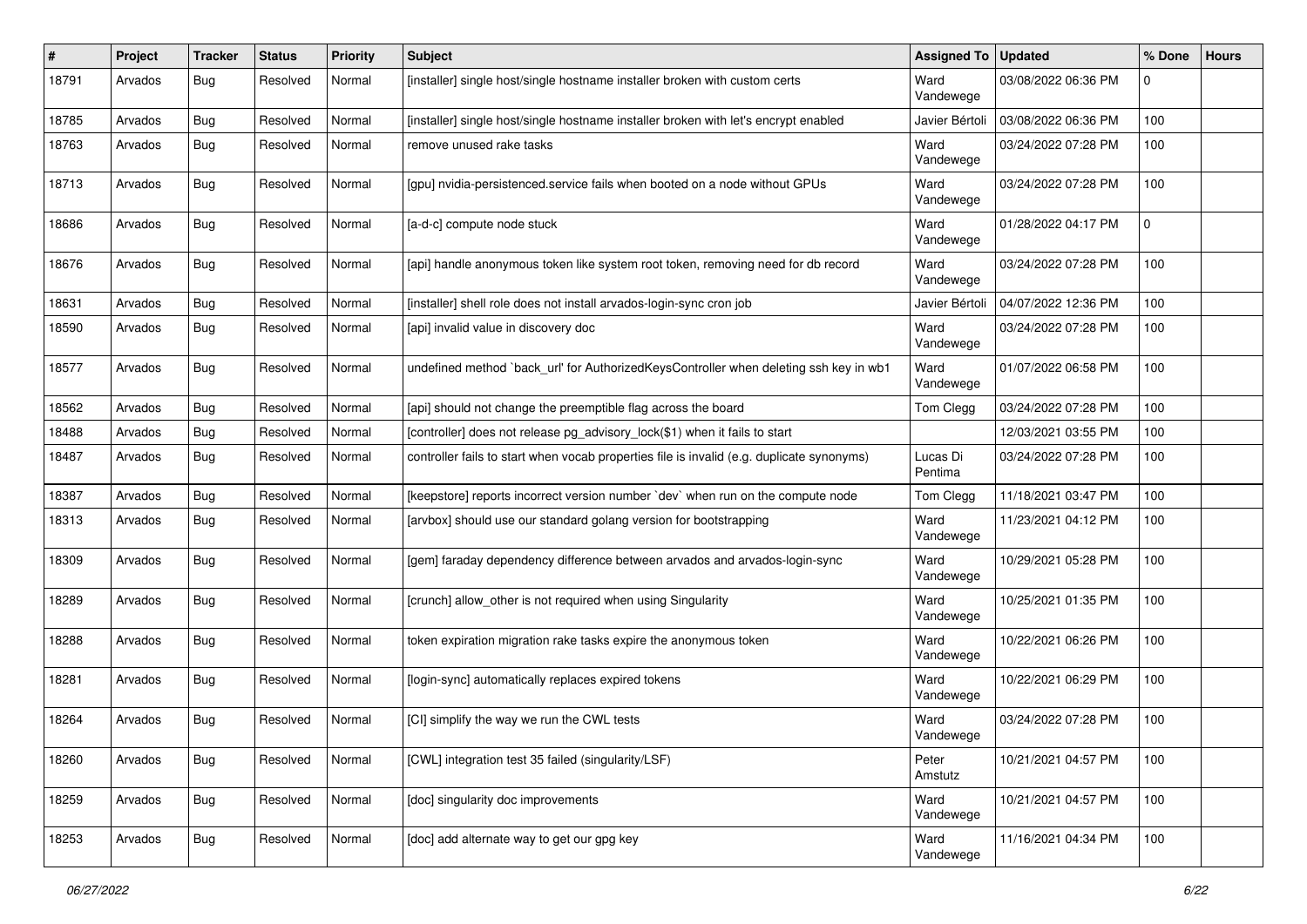| # | Project | Tracker | Status | Priority | Subject | Assigned To | Updated | % Done | Hours |
|---|---|---|---|---|---|---|---|---|---|
| 18791 | Arvados | Bug | Resolved | Normal | [installer] single host/single hostname installer broken with custom certs | Ward Vandewege | 03/08/2022 06:36 PM | 0 | |
| 18785 | Arvados | Bug | Resolved | Normal | [installer] single host/single hostname installer broken with let's encrypt enabled | Javier Bértoli | 03/08/2022 06:36 PM | 100 | |
| 18763 | Arvados | Bug | Resolved | Normal | remove unused rake tasks | Ward Vandewege | 03/24/2022 07:28 PM | 100 | |
| 18713 | Arvados | Bug | Resolved | Normal | [gpu] nvidia-persistenced.service fails when booted on a node without GPUs | Ward Vandewege | 03/24/2022 07:28 PM | 100 | |
| 18686 | Arvados | Bug | Resolved | Normal | [a-d-c] compute node stuck | Ward Vandewege | 01/28/2022 04:17 PM | 0 | |
| 18676 | Arvados | Bug | Resolved | Normal | [api] handle anonymous token like system root token, removing need for db record | Ward Vandewege | 03/24/2022 07:28 PM | 100 | |
| 18631 | Arvados | Bug | Resolved | Normal | [installer] shell role does not install arvados-login-sync cron job | Javier Bértoli | 04/07/2022 12:36 PM | 100 | |
| 18590 | Arvados | Bug | Resolved | Normal | [api] invalid value in discovery doc | Ward Vandewege | 03/24/2022 07:28 PM | 100 | |
| 18577 | Arvados | Bug | Resolved | Normal | undefined method `back_url' for AuthorizedKeysController when deleting ssh key in wb1 | Ward Vandewege | 01/07/2022 06:58 PM | 100 | |
| 18562 | Arvados | Bug | Resolved | Normal | [api] should not change the preemptible flag across the board | Tom Clegg | 03/24/2022 07:28 PM | 100 | |
| 18488 | Arvados | Bug | Resolved | Normal | [controller] does not release pg_advisory_lock($1) when it fails to start | | 12/03/2021 03:55 PM | 100 | |
| 18487 | Arvados | Bug | Resolved | Normal | controller fails to start when vocab properties file is invalid (e.g. duplicate synonyms) | Lucas Di Pentima | 03/24/2022 07:28 PM | 100 | |
| 18387 | Arvados | Bug | Resolved | Normal | [keepstore] reports incorrect version number `dev` when run on the compute node | Tom Clegg | 11/18/2021 03:47 PM | 100 | |
| 18313 | Arvados | Bug | Resolved | Normal | [arvbox] should use our standard golang version for bootstrapping | Ward Vandewege | 11/23/2021 04:12 PM | 100 | |
| 18309 | Arvados | Bug | Resolved | Normal | [gem] faraday dependency difference between arvados and arvados-login-sync | Ward Vandewege | 10/29/2021 05:28 PM | 100 | |
| 18289 | Arvados | Bug | Resolved | Normal | [crunch] allow_other is not required when using Singularity | Ward Vandewege | 10/25/2021 01:35 PM | 100 | |
| 18288 | Arvados | Bug | Resolved | Normal | token expiration migration rake tasks expire the anonymous token | Ward Vandewege | 10/22/2021 06:26 PM | 100 | |
| 18281 | Arvados | Bug | Resolved | Normal | [login-sync] automatically replaces expired tokens | Ward Vandewege | 10/22/2021 06:29 PM | 100 | |
| 18264 | Arvados | Bug | Resolved | Normal | [CI] simplify the way we run the CWL tests | Ward Vandewege | 03/24/2022 07:28 PM | 100 | |
| 18260 | Arvados | Bug | Resolved | Normal | [CWL] integration test 35 failed (singularity/LSF) | Peter Amstutz | 10/21/2021 04:57 PM | 100 | |
| 18259 | Arvados | Bug | Resolved | Normal | [doc] singularity doc improvements | Ward Vandewege | 10/21/2021 04:57 PM | 100 | |
| 18253 | Arvados | Bug | Resolved | Normal | [doc] add alternate way to get our gpg key | Ward Vandewege | 11/16/2021 04:34 PM | 100 | |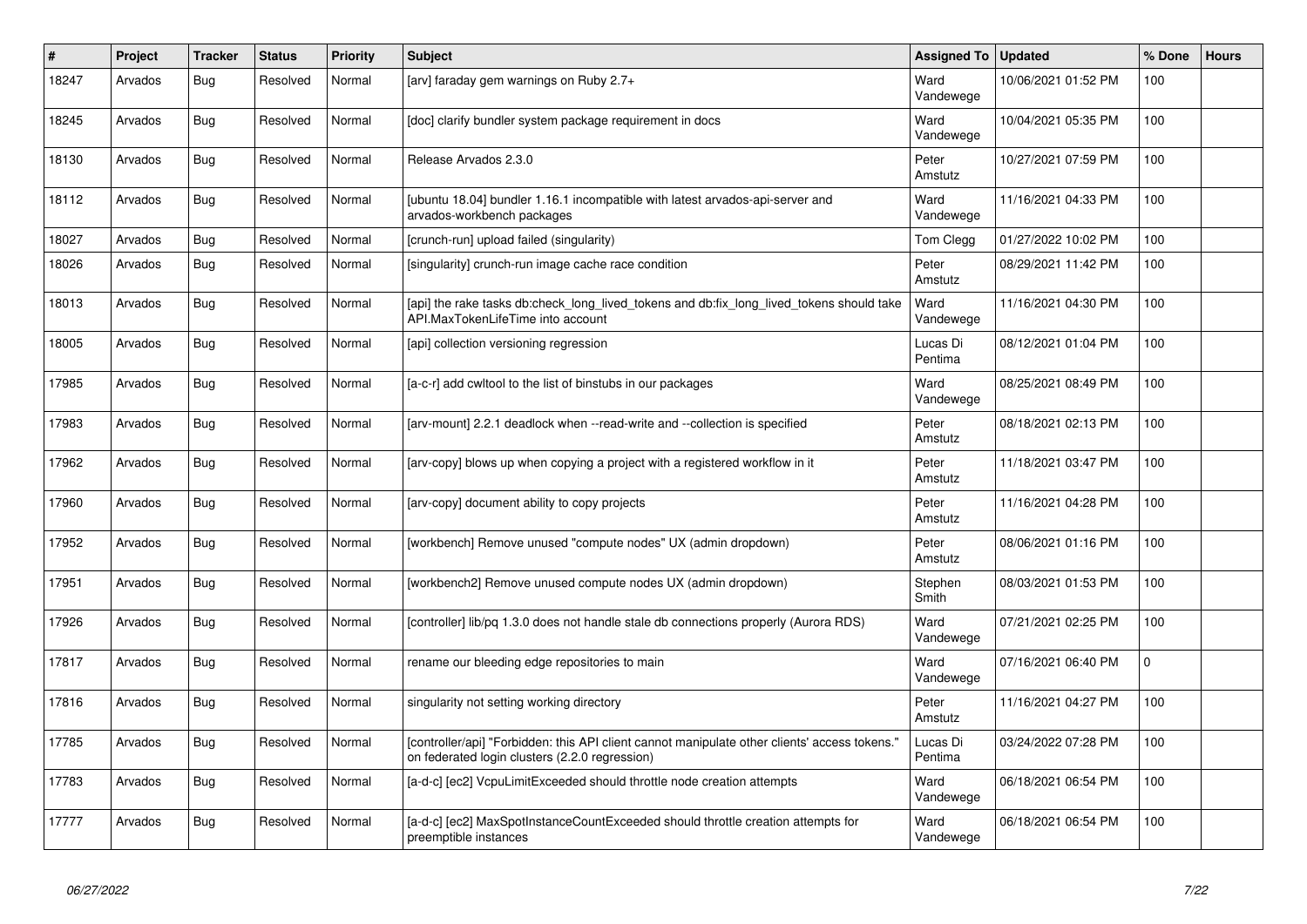| # | Project | Tracker | Status | Priority | Subject | Assigned To | Updated | % Done | Hours |
|---|---|---|---|---|---|---|---|---|---|
| 18247 | Arvados | Bug | Resolved | Normal | [arv] faraday gem warnings on Ruby 2.7+ | Ward Vandewege | 10/06/2021 01:52 PM | 100 | |
| 18245 | Arvados | Bug | Resolved | Normal | [doc] clarify bundler system package requirement in docs | Ward Vandewege | 10/04/2021 05:35 PM | 100 | |
| 18130 | Arvados | Bug | Resolved | Normal | Release Arvados 2.3.0 | Peter Amstutz | 10/27/2021 07:59 PM | 100 | |
| 18112 | Arvados | Bug | Resolved | Normal | [ubuntu 18.04] bundler 1.16.1 incompatible with latest arvados-api-server and arvados-workbench packages | Ward Vandewege | 11/16/2021 04:33 PM | 100 | |
| 18027 | Arvados | Bug | Resolved | Normal | [crunch-run] upload failed (singularity) | Tom Clegg | 01/27/2022 10:02 PM | 100 | |
| 18026 | Arvados | Bug | Resolved | Normal | [singularity] crunch-run image cache race condition | Peter Amstutz | 08/29/2021 11:42 PM | 100 | |
| 18013 | Arvados | Bug | Resolved | Normal | [api] the rake tasks db:check_long_lived_tokens and db:fix_long_lived_tokens should take API.MaxTokenLifeTime into account | Ward Vandewege | 11/16/2021 04:30 PM | 100 | |
| 18005 | Arvados | Bug | Resolved | Normal | [api] collection versioning regression | Lucas Di Pentima | 08/12/2021 01:04 PM | 100 | |
| 17985 | Arvados | Bug | Resolved | Normal | [a-c-r] add cwltool to the list of binstubs in our packages | Ward Vandewege | 08/25/2021 08:49 PM | 100 | |
| 17983 | Arvados | Bug | Resolved | Normal | [arv-mount] 2.2.1 deadlock when --read-write and --collection is specified | Peter Amstutz | 08/18/2021 02:13 PM | 100 | |
| 17962 | Arvados | Bug | Resolved | Normal | [arv-copy] blows up when copying a project with a registered workflow in it | Peter Amstutz | 11/18/2021 03:47 PM | 100 | |
| 17960 | Arvados | Bug | Resolved | Normal | [arv-copy] document ability to copy projects | Peter Amstutz | 11/16/2021 04:28 PM | 100 | |
| 17952 | Arvados | Bug | Resolved | Normal | [workbench] Remove unused "compute nodes" UX (admin dropdown) | Peter Amstutz | 08/06/2021 01:16 PM | 100 | |
| 17951 | Arvados | Bug | Resolved | Normal | [workbench2] Remove unused compute nodes UX (admin dropdown) | Stephen Smith | 08/03/2021 01:53 PM | 100 | |
| 17926 | Arvados | Bug | Resolved | Normal | [controller] lib/pq 1.3.0 does not handle stale db connections properly (Aurora RDS) | Ward Vandewege | 07/21/2021 02:25 PM | 100 | |
| 17817 | Arvados | Bug | Resolved | Normal | rename our bleeding edge repositories to main | Ward Vandewege | 07/16/2021 06:40 PM | 0 | |
| 17816 | Arvados | Bug | Resolved | Normal | singularity not setting working directory | Peter Amstutz | 11/16/2021 04:27 PM | 100 | |
| 17785 | Arvados | Bug | Resolved | Normal | [controller/api] "Forbidden: this API client cannot manipulate other clients' access tokens." on federated login clusters (2.2.0 regression) | Lucas Di Pentima | 03/24/2022 07:28 PM | 100 | |
| 17783 | Arvados | Bug | Resolved | Normal | [a-d-c] [ec2] VcpuLimitExceeded should throttle node creation attempts | Ward Vandewege | 06/18/2021 06:54 PM | 100 | |
| 17777 | Arvados | Bug | Resolved | Normal | [a-d-c] [ec2] MaxSpotInstanceCountExceeded should throttle creation attempts for preemptible instances | Ward Vandewege | 06/18/2021 06:54 PM | 100 | |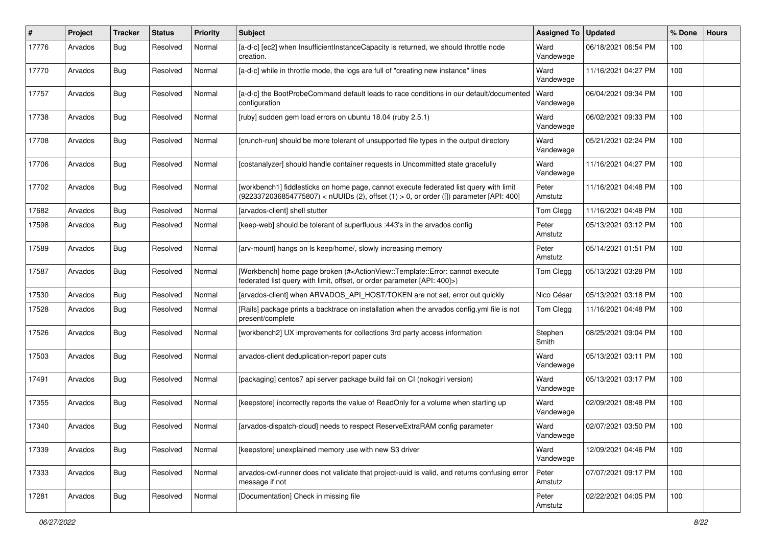| # | Project | Tracker | Status | Priority | Subject | Assigned To | Updated | % Done | Hours |
|---|---|---|---|---|---|---|---|---|---|
| 17776 | Arvados | Bug | Resolved | Normal | [a-d-c] [ec2] when InsufficientInstanceCapacity is returned, we should throttle node creation. | Ward Vandewege | 06/18/2021 06:54 PM | 100 | |
| 17770 | Arvados | Bug | Resolved | Normal | [a-d-c] while in throttle mode, the logs are full of "creating new instance" lines | Ward Vandewege | 11/16/2021 04:27 PM | 100 | |
| 17757 | Arvados | Bug | Resolved | Normal | [a-d-c] the BootProbeCommand default leads to race conditions in our default/documented configuration | Ward Vandewege | 06/04/2021 09:34 PM | 100 | |
| 17738 | Arvados | Bug | Resolved | Normal | [ruby] sudden gem load errors on ubuntu 18.04 (ruby 2.5.1) | Ward Vandewege | 06/02/2021 09:33 PM | 100 | |
| 17708 | Arvados | Bug | Resolved | Normal | [crunch-run] should be more tolerant of unsupported file types in the output directory | Ward Vandewege | 05/21/2021 02:24 PM | 100 | |
| 17706 | Arvados | Bug | Resolved | Normal | [costanalyzer] should handle container requests in Uncommitted state gracefully | Ward Vandewege | 11/16/2021 04:27 PM | 100 | |
| 17702 | Arvados | Bug | Resolved | Normal | [workbench1] fiddlesticks on home page, cannot execute federated list query with limit (9223372036854775807) < nUUIDs (2), offset (1) > 0, or order ([]) parameter [API: 400] | Peter Amstutz | 11/16/2021 04:48 PM | 100 | |
| 17682 | Arvados | Bug | Resolved | Normal | [arvados-client] shell stutter | Tom Clegg | 11/16/2021 04:48 PM | 100 | |
| 17598 | Arvados | Bug | Resolved | Normal | [keep-web] should be tolerant of superfluous :443's in the arvados config | Peter Amstutz | 05/13/2021 03:12 PM | 100 | |
| 17589 | Arvados | Bug | Resolved | Normal | [arv-mount] hangs on ls keep/home/, slowly increasing memory | Peter Amstutz | 05/14/2021 01:51 PM | 100 | |
| 17587 | Arvados | Bug | Resolved | Normal | [Workbench] home page broken (#<ActionView::Template::Error: cannot execute federated list query with limit, offset, or order parameter [API: 400]>) | Tom Clegg | 05/13/2021 03:28 PM | 100 | |
| 17530 | Arvados | Bug | Resolved | Normal | [arvados-client] when ARVADOS_API_HOST/TOKEN are not set, error out quickly | Nico César | 05/13/2021 03:18 PM | 100 | |
| 17528 | Arvados | Bug | Resolved | Normal | [Rails] package prints a backtrace on installation when the arvados config.yml file is not present/complete | Tom Clegg | 11/16/2021 04:48 PM | 100 | |
| 17526 | Arvados | Bug | Resolved | Normal | [workbench2] UX improvements for collections 3rd party access information | Stephen Smith | 08/25/2021 09:04 PM | 100 | |
| 17503 | Arvados | Bug | Resolved | Normal | arvados-client deduplication-report paper cuts | Ward Vandewege | 05/13/2021 03:11 PM | 100 | |
| 17491 | Arvados | Bug | Resolved | Normal | [packaging] centos7 api server package build fail on CI (nokogiri version) | Ward Vandewege | 05/13/2021 03:17 PM | 100 | |
| 17355 | Arvados | Bug | Resolved | Normal | [keepstore] incorrectly reports the value of ReadOnly for a volume when starting up | Ward Vandewege | 02/09/2021 08:48 PM | 100 | |
| 17340 | Arvados | Bug | Resolved | Normal | [arvados-dispatch-cloud] needs to respect ReserveExtraRAM config parameter | Ward Vandewege | 02/07/2021 03:50 PM | 100 | |
| 17339 | Arvados | Bug | Resolved | Normal | [keepstore] unexplained memory use with new S3 driver | Ward Vandewege | 12/09/2021 04:46 PM | 100 | |
| 17333 | Arvados | Bug | Resolved | Normal | arvados-cwl-runner does not validate that project-uuid is valid, and returns confusing error message if not | Peter Amstutz | 07/07/2021 09:17 PM | 100 | |
| 17281 | Arvados | Bug | Resolved | Normal | [Documentation] Check in missing file | Peter Amstutz | 02/22/2021 04:05 PM | 100 | |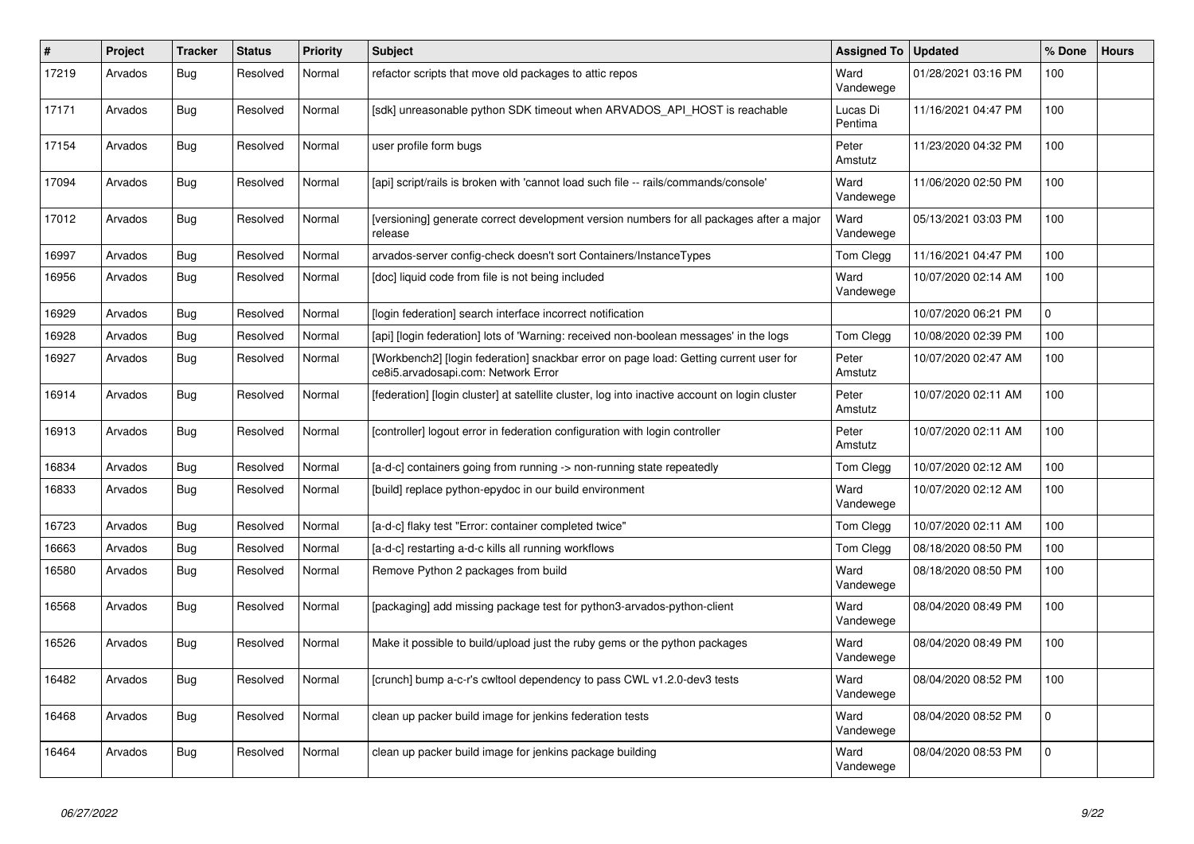| # | Project | Tracker | Status | Priority | Subject | Assigned To | Updated | % Done | Hours |
|---|---|---|---|---|---|---|---|---|---|
| 17219 | Arvados | Bug | Resolved | Normal | refactor scripts that move old packages to attic repos | Ward Vandewege | 01/28/2021 03:16 PM | 100 | |
| 17171 | Arvados | Bug | Resolved | Normal | [sdk] unreasonable python SDK timeout when ARVADOS_API_HOST is reachable | Lucas Di Pentima | 11/16/2021 04:47 PM | 100 | |
| 17154 | Arvados | Bug | Resolved | Normal | user profile form bugs | Peter Amstutz | 11/23/2020 04:32 PM | 100 | |
| 17094 | Arvados | Bug | Resolved | Normal | [api] script/rails is broken with 'cannot load such file -- rails/commands/console' | Ward Vandewege | 11/06/2020 02:50 PM | 100 | |
| 17012 | Arvados | Bug | Resolved | Normal | [versioning] generate correct development version numbers for all packages after a major release | Ward Vandewege | 05/13/2021 03:03 PM | 100 | |
| 16997 | Arvados | Bug | Resolved | Normal | arvados-server config-check doesn't sort Containers/InstanceTypes | Tom Clegg | 11/16/2021 04:47 PM | 100 | |
| 16956 | Arvados | Bug | Resolved | Normal | [doc] liquid code from file is not being included | Ward Vandewege | 10/07/2020 02:14 AM | 100 | |
| 16929 | Arvados | Bug | Resolved | Normal | [login federation] search interface incorrect notification | | 10/07/2020 06:21 PM | 0 | |
| 16928 | Arvados | Bug | Resolved | Normal | [api] [login federation] lots of 'Warning: received non-boolean messages' in the logs | Tom Clegg | 10/08/2020 02:39 PM | 100 | |
| 16927 | Arvados | Bug | Resolved | Normal | [Workbench2] [login federation] snackbar error on page load: Getting current user for ce8i5.arvadosapi.com: Network Error | Peter Amstutz | 10/07/2020 02:47 AM | 100 | |
| 16914 | Arvados | Bug | Resolved | Normal | [federation] [login cluster] at satellite cluster, log into inactive account on login cluster | Peter Amstutz | 10/07/2020 02:11 AM | 100 | |
| 16913 | Arvados | Bug | Resolved | Normal | [controller] logout error in federation configuration with login controller | Peter Amstutz | 10/07/2020 02:11 AM | 100 | |
| 16834 | Arvados | Bug | Resolved | Normal | [a-d-c] containers going from running -> non-running state repeatedly | Tom Clegg | 10/07/2020 02:12 AM | 100 | |
| 16833 | Arvados | Bug | Resolved | Normal | [build] replace python-epydoc in our build environment | Ward Vandewege | 10/07/2020 02:12 AM | 100 | |
| 16723 | Arvados | Bug | Resolved | Normal | [a-d-c] flaky test "Error: container completed twice" | Tom Clegg | 10/07/2020 02:11 AM | 100 | |
| 16663 | Arvados | Bug | Resolved | Normal | [a-d-c] restarting a-d-c kills all running workflows | Tom Clegg | 08/18/2020 08:50 PM | 100 | |
| 16580 | Arvados | Bug | Resolved | Normal | Remove Python 2 packages from build | Ward Vandewege | 08/18/2020 08:50 PM | 100 | |
| 16568 | Arvados | Bug | Resolved | Normal | [packaging] add missing package test for python3-arvados-python-client | Ward Vandewege | 08/04/2020 08:49 PM | 100 | |
| 16526 | Arvados | Bug | Resolved | Normal | Make it possible to build/upload just the ruby gems or the python packages | Ward Vandewege | 08/04/2020 08:49 PM | 100 | |
| 16482 | Arvados | Bug | Resolved | Normal | [crunch] bump a-c-r's cwltool dependency to pass CWL v1.2.0-dev3 tests | Ward Vandewege | 08/04/2020 08:52 PM | 100 | |
| 16468 | Arvados | Bug | Resolved | Normal | clean up packer build image for jenkins federation tests | Ward Vandewege | 08/04/2020 08:52 PM | 0 | |
| 16464 | Arvados | Bug | Resolved | Normal | clean up packer build image for jenkins package building | Ward Vandewege | 08/04/2020 08:53 PM | 0 | |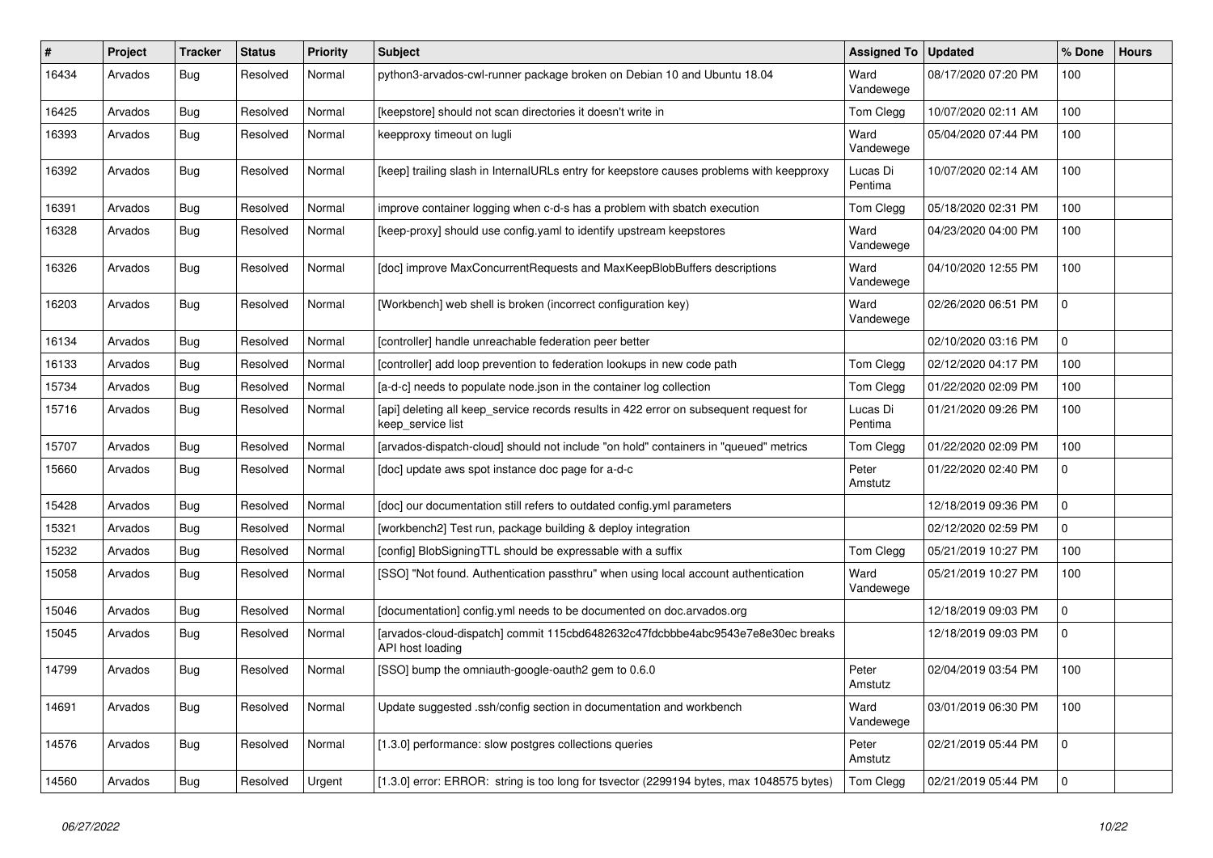| # | Project | Tracker | Status | Priority | Subject | Assigned To | Updated | % Done | Hours |
|---|---|---|---|---|---|---|---|---|---|
| 16434 | Arvados | Bug | Resolved | Normal | python3-arvados-cwl-runner package broken on Debian 10 and Ubuntu 18.04 | Ward Vandewege | 08/17/2020 07:20 PM | 100 | |
| 16425 | Arvados | Bug | Resolved | Normal | [keepstore] should not scan directories it doesn't write in | Tom Clegg | 10/07/2020 02:11 AM | 100 | |
| 16393 | Arvados | Bug | Resolved | Normal | keepproxy timeout on lugli | Ward Vandewege | 05/04/2020 07:44 PM | 100 | |
| 16392 | Arvados | Bug | Resolved | Normal | [keep] trailing slash in InternalURLs entry for keepstore causes problems with keepproxy | Lucas Di Pentima | 10/07/2020 02:14 AM | 100 | |
| 16391 | Arvados | Bug | Resolved | Normal | improve container logging when c-d-s has a problem with sbatch execution | Tom Clegg | 05/18/2020 02:31 PM | 100 | |
| 16328 | Arvados | Bug | Resolved | Normal | [keep-proxy] should use config.yaml to identify upstream keepstores | Ward Vandewege | 04/23/2020 04:00 PM | 100 | |
| 16326 | Arvados | Bug | Resolved | Normal | [doc] improve MaxConcurrentRequests and MaxKeepBlobBuffers descriptions | Ward Vandewege | 04/10/2020 12:55 PM | 100 | |
| 16203 | Arvados | Bug | Resolved | Normal | [Workbench] web shell is broken (incorrect configuration key) | Ward Vandewege | 02/26/2020 06:51 PM | 0 | |
| 16134 | Arvados | Bug | Resolved | Normal | [controller] handle unreachable federation peer better | | 02/10/2020 03:16 PM | 0 | |
| 16133 | Arvados | Bug | Resolved | Normal | [controller] add loop prevention to federation lookups in new code path | Tom Clegg | 02/12/2020 04:17 PM | 100 | |
| 15734 | Arvados | Bug | Resolved | Normal | [a-d-c] needs to populate node.json in the container log collection | Tom Clegg | 01/22/2020 02:09 PM | 100 | |
| 15716 | Arvados | Bug | Resolved | Normal | [api] deleting all keep_service records results in 422 error on subsequent request for keep_service list | Lucas Di Pentima | 01/21/2020 09:26 PM | 100 | |
| 15707 | Arvados | Bug | Resolved | Normal | [arvados-dispatch-cloud] should not include "on hold" containers in "queued" metrics | Tom Clegg | 01/22/2020 02:09 PM | 100 | |
| 15660 | Arvados | Bug | Resolved | Normal | [doc] update aws spot instance doc page for a-d-c | Peter Amstutz | 01/22/2020 02:40 PM | 0 | |
| 15428 | Arvados | Bug | Resolved | Normal | [doc] our documentation still refers to outdated config.yml parameters | | 12/18/2019 09:36 PM | 0 | |
| 15321 | Arvados | Bug | Resolved | Normal | [workbench2] Test run, package building & deploy integration | | 02/12/2020 02:59 PM | 0 | |
| 15232 | Arvados | Bug | Resolved | Normal | [config] BlobSigningTTL should be expressable with a suffix | Tom Clegg | 05/21/2019 10:27 PM | 100 | |
| 15058 | Arvados | Bug | Resolved | Normal | [SSO] "Not found. Authentication passthru" when using local account authentication | Ward Vandewege | 05/21/2019 10:27 PM | 100 | |
| 15046 | Arvados | Bug | Resolved | Normal | [documentation] config.yml needs to be documented on doc.arvados.org | | 12/18/2019 09:03 PM | 0 | |
| 15045 | Arvados | Bug | Resolved | Normal | [arvados-cloud-dispatch] commit 115cbd6482632c47fdcbbbe4abc9543e7e8e30ec breaks API host loading | | 12/18/2019 09:03 PM | 0 | |
| 14799 | Arvados | Bug | Resolved | Normal | [SSO] bump the omniauth-google-oauth2 gem to 0.6.0 | Peter Amstutz | 02/04/2019 03:54 PM | 100 | |
| 14691 | Arvados | Bug | Resolved | Normal | Update suggested .ssh/config section in documentation and workbench | Ward Vandewege | 03/01/2019 06:30 PM | 100 | |
| 14576 | Arvados | Bug | Resolved | Normal | [1.3.0] performance: slow postgres collections queries | Peter Amstutz | 02/21/2019 05:44 PM | 0 | |
| 14560 | Arvados | Bug | Resolved | Urgent | [1.3.0] error: ERROR: string is too long for tsvector (2299194 bytes, max 1048575 bytes) | Tom Clegg | 02/21/2019 05:44 PM | 0 | |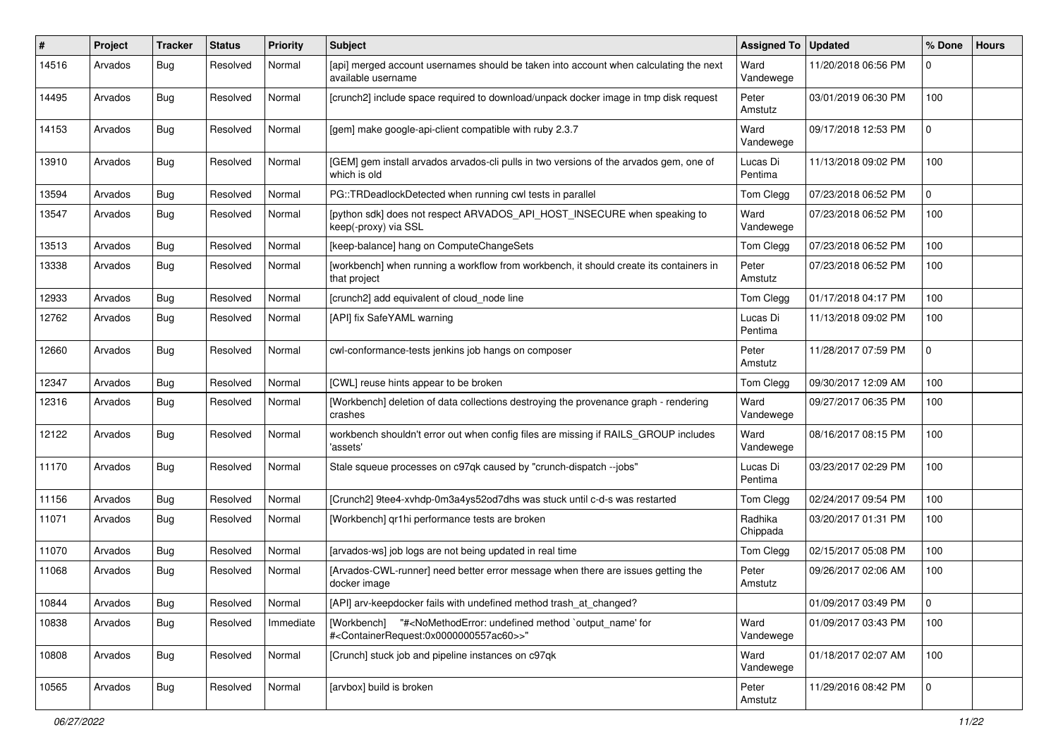| # | Project | Tracker | Status | Priority | Subject | Assigned To | Updated | % Done | Hours |
|---|---|---|---|---|---|---|---|---|---|
| 14516 | Arvados | Bug | Resolved | Normal | [api] merged account usernames should be taken into account when calculating the next available username | Ward Vandewege | 11/20/2018 06:56 PM | 0 | |
| 14495 | Arvados | Bug | Resolved | Normal | [crunch2] include space required to download/unpack docker image in tmp disk request | Peter Amstutz | 03/01/2019 06:30 PM | 100 | |
| 14153 | Arvados | Bug | Resolved | Normal | [gem] make google-api-client compatible with ruby 2.3.7 | Ward Vandewege | 09/17/2018 12:53 PM | 0 | |
| 13910 | Arvados | Bug | Resolved | Normal | [GEM] gem install arvados arvados-cli pulls in two versions of the arvados gem, one of which is old | Lucas Di Pentima | 11/13/2018 09:02 PM | 100 | |
| 13594 | Arvados | Bug | Resolved | Normal | PG::TRDeadlockDetected when running cwl tests in parallel | Tom Clegg | 07/23/2018 06:52 PM | 0 | |
| 13547 | Arvados | Bug | Resolved | Normal | [python sdk] does not respect ARVADOS_API_HOST_INSECURE when speaking to keep(-proxy) via SSL | Ward Vandewege | 07/23/2018 06:52 PM | 100 | |
| 13513 | Arvados | Bug | Resolved | Normal | [keep-balance] hang on ComputeChangeSets | Tom Clegg | 07/23/2018 06:52 PM | 100 | |
| 13338 | Arvados | Bug | Resolved | Normal | [workbench] when running a workflow from workbench, it should create its containers in that project | Peter Amstutz | 07/23/2018 06:52 PM | 100 | |
| 12933 | Arvados | Bug | Resolved | Normal | [crunch2] add equivalent of cloud_node line | Tom Clegg | 01/17/2018 04:17 PM | 100 | |
| 12762 | Arvados | Bug | Resolved | Normal | [API] fix SafeYAML warning | Lucas Di Pentima | 11/13/2018 09:02 PM | 100 | |
| 12660 | Arvados | Bug | Resolved | Normal | cwl-conformance-tests jenkins job hangs on composer | Peter Amstutz | 11/28/2017 07:59 PM | 0 | |
| 12347 | Arvados | Bug | Resolved | Normal | [CWL] reuse hints appear to be broken | Tom Clegg | 09/30/2017 12:09 AM | 100 | |
| 12316 | Arvados | Bug | Resolved | Normal | [Workbench] deletion of data collections destroying the provenance graph - rendering crashes | Ward Vandewege | 09/27/2017 06:35 PM | 100 | |
| 12122 | Arvados | Bug | Resolved | Normal | workbench shouldn't error out when config files are missing if RAILS_GROUP includes 'assets' | Ward Vandewege | 08/16/2017 08:15 PM | 100 | |
| 11170 | Arvados | Bug | Resolved | Normal | Stale squeue processes on c97qk caused by "crunch-dispatch --jobs" | Lucas Di Pentima | 03/23/2017 02:29 PM | 100 | |
| 11156 | Arvados | Bug | Resolved | Normal | [Crunch2] 9tee4-xvhdp-0m3a4ys52od7dhs was stuck until c-d-s was restarted | Tom Clegg | 02/24/2017 09:54 PM | 100 | |
| 11071 | Arvados | Bug | Resolved | Normal | [Workbench] qr1hi performance tests are broken | Radhika Chippada | 03/20/2017 01:31 PM | 100 | |
| 11070 | Arvados | Bug | Resolved | Normal | [arvados-ws] job logs are not being updated in real time | Tom Clegg | 02/15/2017 05:08 PM | 100 | |
| 11068 | Arvados | Bug | Resolved | Normal | [Arvados-CWL-runner] need better error message when there are issues getting the docker image | Peter Amstutz | 09/26/2017 02:06 AM | 100 | |
| 10844 | Arvados | Bug | Resolved | Normal | [API] arv-keepdocker fails with undefined method trash_at_changed? | | 01/09/2017 03:49 PM | 0 | |
| 10838 | Arvados | Bug | Resolved | Immediate | [Workbench] "#<NoMethodError: undefined method `output_name' for #<ContainerRequest:0x0000000557ac60>>" | Ward Vandewege | 01/09/2017 03:43 PM | 100 | |
| 10808 | Arvados | Bug | Resolved | Normal | [Crunch] stuck job and pipeline instances on c97qk | Ward Vandewege | 01/18/2017 02:07 AM | 100 | |
| 10565 | Arvados | Bug | Resolved | Normal | [arvbox] build is broken | Peter Amstutz | 11/29/2016 08:42 PM | 0 | |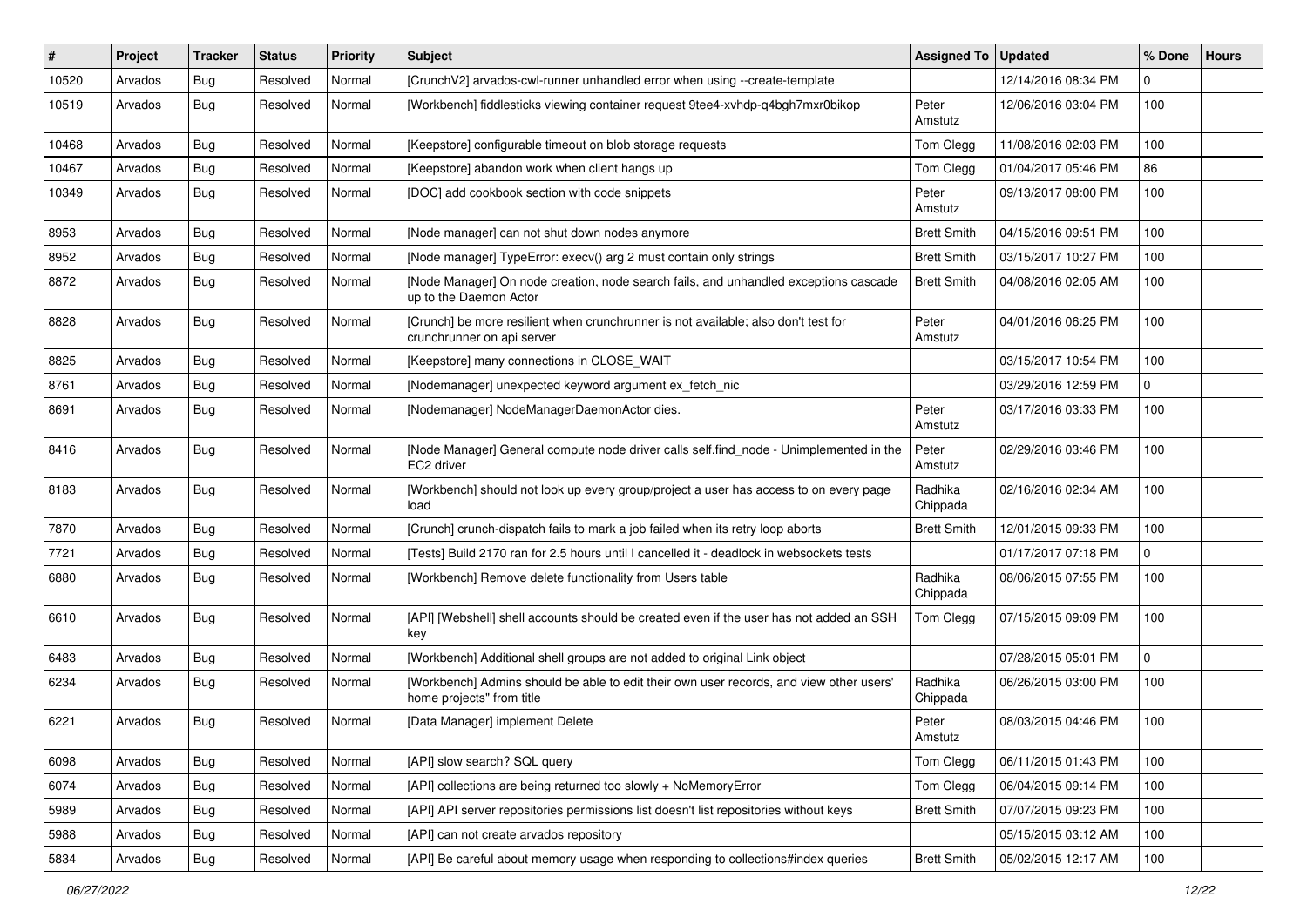| # | Project | Tracker | Status | Priority | Subject | Assigned To | Updated | % Done | Hours |
|---|---|---|---|---|---|---|---|---|---|
| 10520 | Arvados | Bug | Resolved | Normal | [CrunchV2] arvados-cwl-runner unhandled error when using --create-template | | 12/14/2016 08:34 PM | 0 | |
| 10519 | Arvados | Bug | Resolved | Normal | [Workbench] fiddlesticks viewing container request 9tee4-xvhdp-q4bgh7mxr0bikop | Peter Amstutz | 12/06/2016 03:04 PM | 100 | |
| 10468 | Arvados | Bug | Resolved | Normal | [Keepstore] configurable timeout on blob storage requests | Tom Clegg | 11/08/2016 02:03 PM | 100 | |
| 10467 | Arvados | Bug | Resolved | Normal | [Keepstore] abandon work when client hangs up | Tom Clegg | 01/04/2017 05:46 PM | 86 | |
| 10349 | Arvados | Bug | Resolved | Normal | [DOC] add cookbook section with code snippets | Peter Amstutz | 09/13/2017 08:00 PM | 100 | |
| 8953 | Arvados | Bug | Resolved | Normal | [Node manager] can not shut down nodes anymore | Brett Smith | 04/15/2016 09:51 PM | 100 | |
| 8952 | Arvados | Bug | Resolved | Normal | [Node manager] TypeError: execv() arg 2 must contain only strings | Brett Smith | 03/15/2017 10:27 PM | 100 | |
| 8872 | Arvados | Bug | Resolved | Normal | [Node Manager] On node creation, node search fails, and unhandled exceptions cascade up to the Daemon Actor | Brett Smith | 04/08/2016 02:05 AM | 100 | |
| 8828 | Arvados | Bug | Resolved | Normal | [Crunch] be more resilient when crunchrunner is not available; also don't test for crunchrunner on api server | Peter Amstutz | 04/01/2016 06:25 PM | 100 | |
| 8825 | Arvados | Bug | Resolved | Normal | [Keepstore] many connections in CLOSE_WAIT | | 03/15/2017 10:54 PM | 100 | |
| 8761 | Arvados | Bug | Resolved | Normal | [Nodemanager] unexpected keyword argument ex_fetch_nic | | 03/29/2016 12:59 PM | 0 | |
| 8691 | Arvados | Bug | Resolved | Normal | [Nodemanager] NodeManagerDaemonActor dies. | Peter Amstutz | 03/17/2016 03:33 PM | 100 | |
| 8416 | Arvados | Bug | Resolved | Normal | [Node Manager] General compute node driver calls self.find_node - Unimplemented in the EC2 driver | Peter Amstutz | 02/29/2016 03:46 PM | 100 | |
| 8183 | Arvados | Bug | Resolved | Normal | [Workbench] should not look up every group/project a user has access to on every page load | Radhika Chippada | 02/16/2016 02:34 AM | 100 | |
| 7870 | Arvados | Bug | Resolved | Normal | [Crunch] crunch-dispatch fails to mark a job failed when its retry loop aborts | Brett Smith | 12/01/2015 09:33 PM | 100 | |
| 7721 | Arvados | Bug | Resolved | Normal | [Tests] Build 2170 ran for 2.5 hours until I cancelled it - deadlock in websockets tests | | 01/17/2017 07:18 PM | 0 | |
| 6880 | Arvados | Bug | Resolved | Normal | [Workbench] Remove delete functionality from Users table | Radhika Chippada | 08/06/2015 07:55 PM | 100 | |
| 6610 | Arvados | Bug | Resolved | Normal | [API] [Webshell] shell accounts should be created even if the user has not added an SSH key | Tom Clegg | 07/15/2015 09:09 PM | 100 | |
| 6483 | Arvados | Bug | Resolved | Normal | [Workbench] Additional shell groups are not added to original Link object | | 07/28/2015 05:01 PM | 0 | |
| 6234 | Arvados | Bug | Resolved | Normal | [Workbench] Admins should be able to edit their own user records, and view other users' home projects" from title | Radhika Chippada | 06/26/2015 03:00 PM | 100 | |
| 6221 | Arvados | Bug | Resolved | Normal | [Data Manager] implement Delete | Peter Amstutz | 08/03/2015 04:46 PM | 100 | |
| 6098 | Arvados | Bug | Resolved | Normal | [API] slow search? SQL query | Tom Clegg | 06/11/2015 01:43 PM | 100 | |
| 6074 | Arvados | Bug | Resolved | Normal | [API] collections are being returned too slowly + NoMemoryError | Tom Clegg | 06/04/2015 09:14 PM | 100 | |
| 5989 | Arvados | Bug | Resolved | Normal | [API] API server repositories permissions list doesn't list repositories without keys | Brett Smith | 07/07/2015 09:23 PM | 100 | |
| 5988 | Arvados | Bug | Resolved | Normal | [API] can not create arvados repository | | 05/15/2015 03:12 AM | 100 | |
| 5834 | Arvados | Bug | Resolved | Normal | [API] Be careful about memory usage when responding to collections#index queries | Brett Smith | 05/02/2015 12:17 AM | 100 | |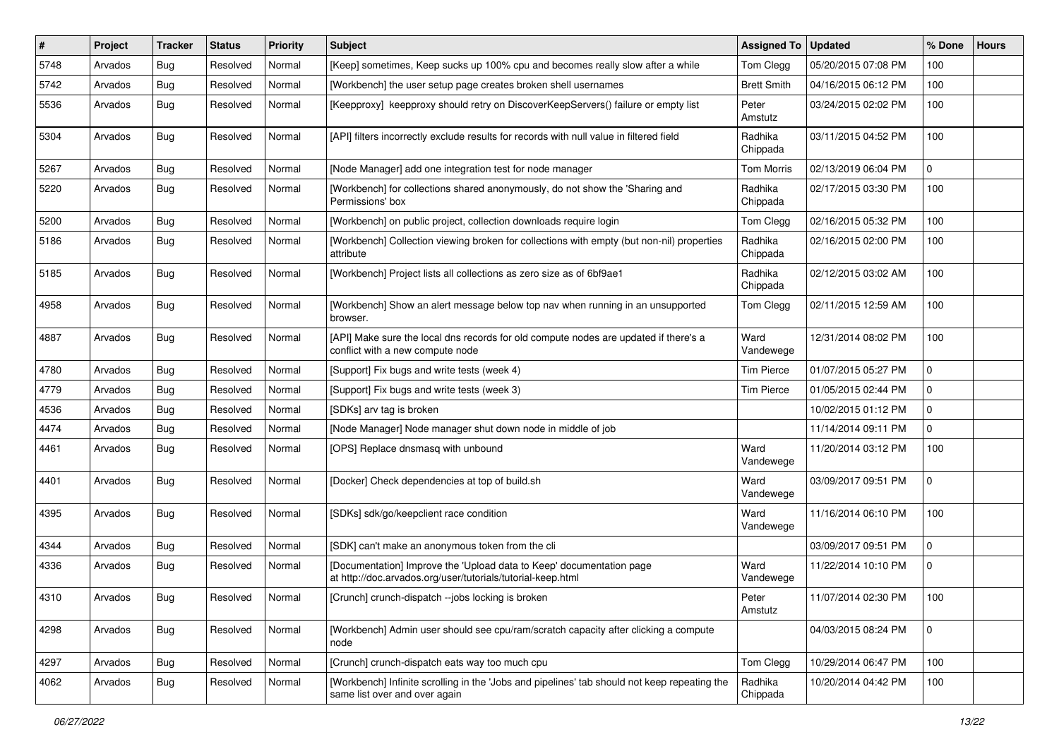| # | Project | Tracker | Status | Priority | Subject | Assigned To | Updated | % Done | Hours |
|---|---|---|---|---|---|---|---|---|---|
| 5748 | Arvados | Bug | Resolved | Normal | [Keep] sometimes, Keep sucks up 100% cpu and becomes really slow after a while | Tom Clegg | 05/20/2015 07:08 PM | 100 | |
| 5742 | Arvados | Bug | Resolved | Normal | [Workbench] the user setup page creates broken shell usernames | Brett Smith | 04/16/2015 06:12 PM | 100 | |
| 5536 | Arvados | Bug | Resolved | Normal | [Keepproxy] keepproxy should retry on DiscoverKeepServers() failure or empty list | Peter Amstutz | 03/24/2015 02:02 PM | 100 | |
| 5304 | Arvados | Bug | Resolved | Normal | [API] filters incorrectly exclude results for records with null value in filtered field | Radhika Chippada | 03/11/2015 04:52 PM | 100 | |
| 5267 | Arvados | Bug | Resolved | Normal | [Node Manager] add one integration test for node manager | Tom Morris | 02/13/2019 06:04 PM | 0 | |
| 5220 | Arvados | Bug | Resolved | Normal | [Workbench] for collections shared anonymously, do not show the 'Sharing and Permissions' box | Radhika Chippada | 02/17/2015 03:30 PM | 100 | |
| 5200 | Arvados | Bug | Resolved | Normal | [Workbench] on public project, collection downloads require login | Tom Clegg | 02/16/2015 05:32 PM | 100 | |
| 5186 | Arvados | Bug | Resolved | Normal | [Workbench] Collection viewing broken for collections with empty (but non-nil) properties attribute | Radhika Chippada | 02/16/2015 02:00 PM | 100 | |
| 5185 | Arvados | Bug | Resolved | Normal | [Workbench] Project lists all collections as zero size as of 6bf9ae1 | Radhika Chippada | 02/12/2015 03:02 AM | 100 | |
| 4958 | Arvados | Bug | Resolved | Normal | [Workbench] Show an alert message below top nav when running in an unsupported browser. | Tom Clegg | 02/11/2015 12:59 AM | 100 | |
| 4887 | Arvados | Bug | Resolved | Normal | [API] Make sure the local dns records for old compute nodes are updated if there's a conflict with a new compute node | Ward Vandewege | 12/31/2014 08:02 PM | 100 | |
| 4780 | Arvados | Bug | Resolved | Normal | [Support] Fix bugs and write tests (week 4) | Tim Pierce | 01/07/2015 05:27 PM | 0 | |
| 4779 | Arvados | Bug | Resolved | Normal | [Support] Fix bugs and write tests (week 3) | Tim Pierce | 01/05/2015 02:44 PM | 0 | |
| 4536 | Arvados | Bug | Resolved | Normal | [SDKs] arv tag is broken | | 10/02/2015 01:12 PM | 0 | |
| 4474 | Arvados | Bug | Resolved | Normal | [Node Manager] Node manager shut down node in middle of job | | 11/14/2014 09:11 PM | 0 | |
| 4461 | Arvados | Bug | Resolved | Normal | [OPS] Replace dnsmasq with unbound | Ward Vandewege | 11/20/2014 03:12 PM | 100 | |
| 4401 | Arvados | Bug | Resolved | Normal | [Docker] Check dependencies at top of build.sh | Ward Vandewege | 03/09/2017 09:51 PM | 0 | |
| 4395 | Arvados | Bug | Resolved | Normal | [SDKs] sdk/go/keepclient race condition | Ward Vandewege | 11/16/2014 06:10 PM | 100 | |
| 4344 | Arvados | Bug | Resolved | Normal | [SDK] can't make an anonymous token from the cli | | 03/09/2017 09:51 PM | 0 | |
| 4336 | Arvados | Bug | Resolved | Normal | [Documentation] Improve the 'Upload data to Keep' documentation page at http://doc.arvados.org/user/tutorials/tutorial-keep.html | Ward Vandewege | 11/22/2014 10:10 PM | 0 | |
| 4310 | Arvados | Bug | Resolved | Normal | [Crunch] crunch-dispatch --jobs locking is broken | Peter Amstutz | 11/07/2014 02:30 PM | 100 | |
| 4298 | Arvados | Bug | Resolved | Normal | [Workbench] Admin user should see cpu/ram/scratch capacity after clicking a compute node | | 04/03/2015 08:24 PM | 0 | |
| 4297 | Arvados | Bug | Resolved | Normal | [Crunch] crunch-dispatch eats way too much cpu | Tom Clegg | 10/29/2014 06:47 PM | 100 | |
| 4062 | Arvados | Bug | Resolved | Normal | [Workbench] Infinite scrolling in the 'Jobs and pipelines' tab should not keep repeating the same list over and over again | Radhika Chippada | 10/20/2014 04:42 PM | 100 | |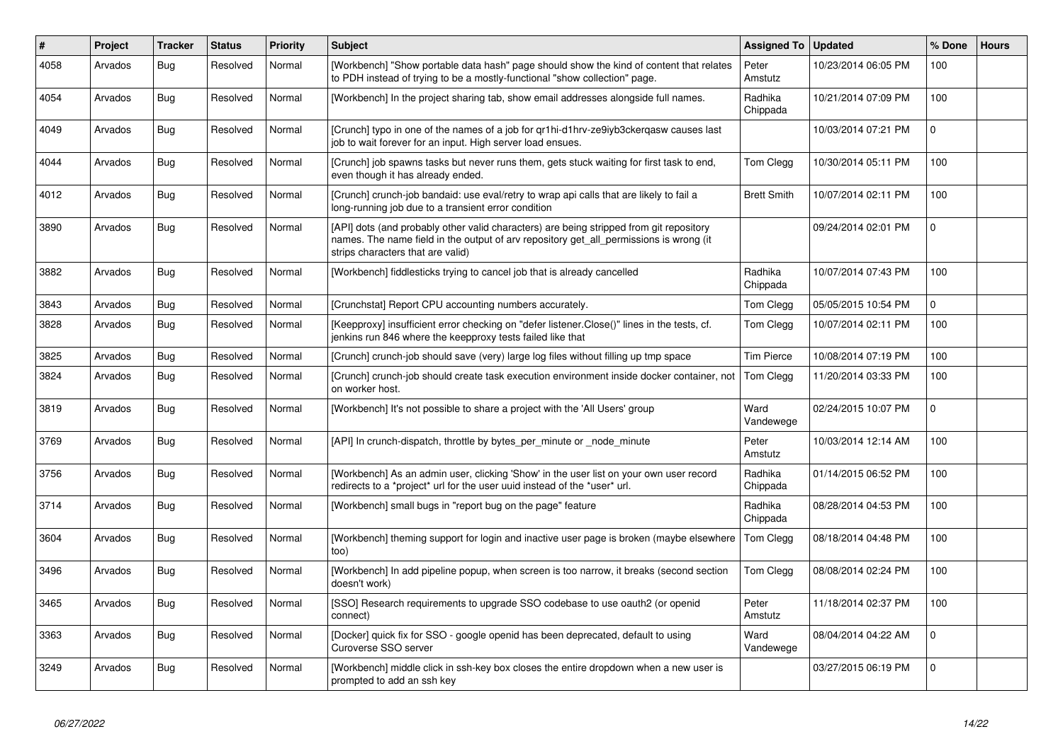| # | Project | Tracker | Status | Priority | Subject | Assigned To | Updated | % Done | Hours |
|---|---|---|---|---|---|---|---|---|---|
| 4058 | Arvados | Bug | Resolved | Normal | [Workbench] "Show portable data hash" page should show the kind of content that relates to PDH instead of trying to be a mostly-functional "show collection" page. | Peter Amstutz | 10/23/2014 06:05 PM | 100 | |
| 4054 | Arvados | Bug | Resolved | Normal | [Workbench] In the project sharing tab, show email addresses alongside full names. | Radhika Chippada | 10/21/2014 07:09 PM | 100 | |
| 4049 | Arvados | Bug | Resolved | Normal | [Crunch] typo in one of the names of a job for qr1hi-d1hrv-ze9iyb3ckerqasw causes last job to wait forever for an input. High server load ensues. | | 10/03/2014 07:21 PM | 0 | |
| 4044 | Arvados | Bug | Resolved | Normal | [Crunch] job spawns tasks but never runs them, gets stuck waiting for first task to end, even though it has already ended. | Tom Clegg | 10/30/2014 05:11 PM | 100 | |
| 4012 | Arvados | Bug | Resolved | Normal | [Crunch] crunch-job bandaid: use eval/retry to wrap api calls that are likely to fail a long-running job due to a transient error condition | Brett Smith | 10/07/2014 02:11 PM | 100 | |
| 3890 | Arvados | Bug | Resolved | Normal | [API] dots (and probably other valid characters) are being stripped from git repository names. The name field in the output of arv repository get_all_permissions is wrong (it strips characters that are valid) | | 09/24/2014 02:01 PM | 0 | |
| 3882 | Arvados | Bug | Resolved | Normal | [Workbench] fiddlesticks trying to cancel job that is already cancelled | Radhika Chippada | 10/07/2014 07:43 PM | 100 | |
| 3843 | Arvados | Bug | Resolved | Normal | [Crunchstat] Report CPU accounting numbers accurately. | Tom Clegg | 05/05/2015 10:54 PM | 0 | |
| 3828 | Arvados | Bug | Resolved | Normal | [Keepproxy] insufficient error checking on "defer listener.Close()" lines in the tests, cf. jenkins run 846 where the keepproxy tests failed like that | Tom Clegg | 10/07/2014 02:11 PM | 100 | |
| 3825 | Arvados | Bug | Resolved | Normal | [Crunch] crunch-job should save (very) large log files without filling up tmp space | Tim Pierce | 10/08/2014 07:19 PM | 100 | |
| 3824 | Arvados | Bug | Resolved | Normal | [Crunch] crunch-job should create task execution environment inside docker container, not on worker host. | Tom Clegg | 11/20/2014 03:33 PM | 100 | |
| 3819 | Arvados | Bug | Resolved | Normal | [Workbench] It's not possible to share a project with the 'All Users' group | Ward Vandewege | 02/24/2015 10:07 PM | 0 | |
| 3769 | Arvados | Bug | Resolved | Normal | [API] In crunch-dispatch, throttle by bytes_per_minute or _node_minute | Peter Amstutz | 10/03/2014 12:14 AM | 100 | |
| 3756 | Arvados | Bug | Resolved | Normal | [Workbench] As an admin user, clicking 'Show' in the user list on your own user record redirects to a *project* url for the user uuid instead of the *user* url. | Radhika Chippada | 01/14/2015 06:52 PM | 100 | |
| 3714 | Arvados | Bug | Resolved | Normal | [Workbench] small bugs in "report bug on the page" feature | Radhika Chippada | 08/28/2014 04:53 PM | 100 | |
| 3604 | Arvados | Bug | Resolved | Normal | [Workbench] theming support for login and inactive user page is broken (maybe elsewhere too) | Tom Clegg | 08/18/2014 04:48 PM | 100 | |
| 3496 | Arvados | Bug | Resolved | Normal | [Workbench] In add pipeline popup, when screen is too narrow, it breaks (second section doesn't work) | Tom Clegg | 08/08/2014 02:24 PM | 100 | |
| 3465 | Arvados | Bug | Resolved | Normal | [SSO] Research requirements to upgrade SSO codebase to use oauth2 (or openid connect) | Peter Amstutz | 11/18/2014 02:37 PM | 100 | |
| 3363 | Arvados | Bug | Resolved | Normal | [Docker] quick fix for SSO - google openid has been deprecated, default to using Curoverse SSO server | Ward Vandewege | 08/04/2014 04:22 AM | 0 | |
| 3249 | Arvados | Bug | Resolved | Normal | [Workbench] middle click in ssh-key box closes the entire dropdown when a new user is prompted to add an ssh key | | 03/27/2015 06:19 PM | 0 | |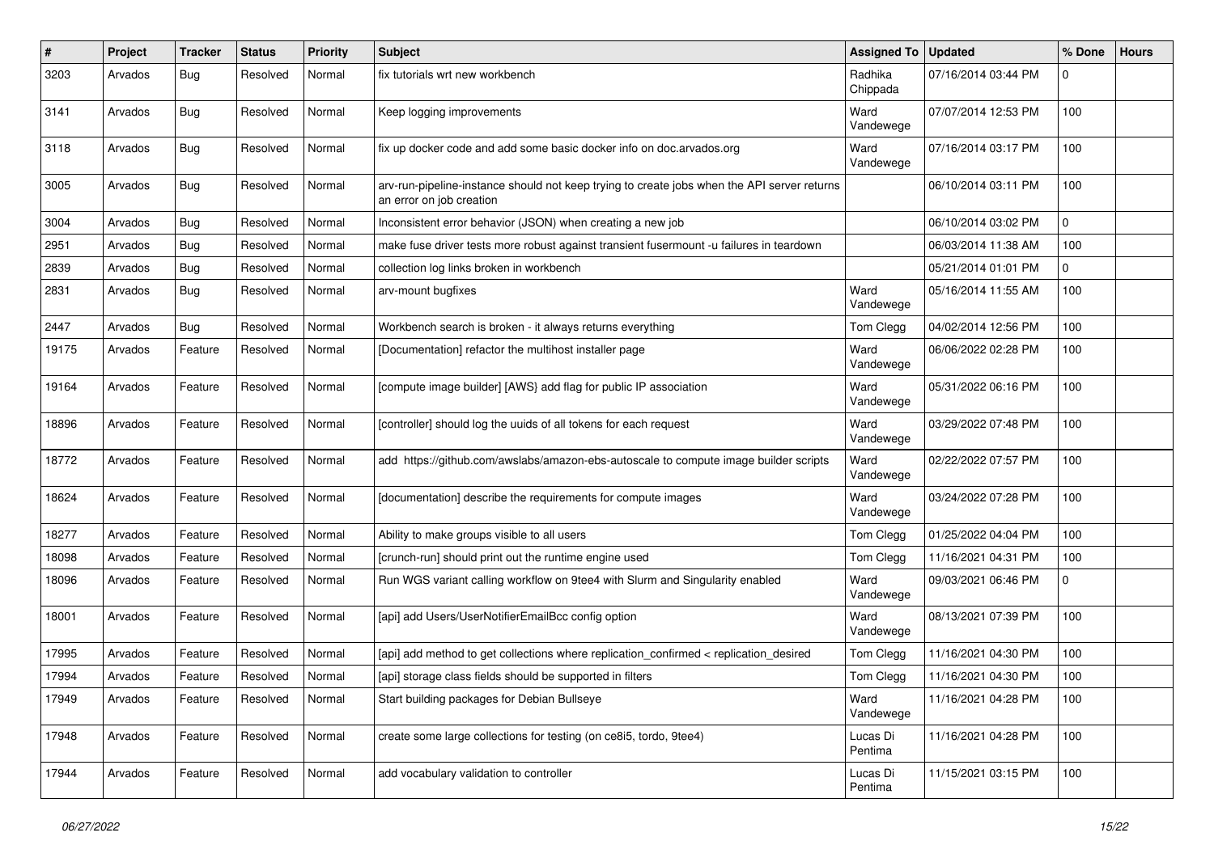| # | Project | Tracker | Status | Priority | Subject | Assigned To | Updated | % Done | Hours |
|---|---|---|---|---|---|---|---|---|---|
| 3203 | Arvados | Bug | Resolved | Normal | fix tutorials wrt new workbench | Radhika Chippada | 07/16/2014 03:44 PM | 0 | |
| 3141 | Arvados | Bug | Resolved | Normal | Keep logging improvements | Ward Vandewege | 07/07/2014 12:53 PM | 100 | |
| 3118 | Arvados | Bug | Resolved | Normal | fix up docker code and add some basic docker info on doc.arvados.org | Ward Vandewege | 07/16/2014 03:17 PM | 100 | |
| 3005 | Arvados | Bug | Resolved | Normal | arv-run-pipeline-instance should not keep trying to create jobs when the API server returns an error on job creation | | 06/10/2014 03:11 PM | 100 | |
| 3004 | Arvados | Bug | Resolved | Normal | Inconsistent error behavior (JSON) when creating a new job | | 06/10/2014 03:02 PM | 0 | |
| 2951 | Arvados | Bug | Resolved | Normal | make fuse driver tests more robust against transient fusermount -u failures in teardown | | 06/03/2014 11:38 AM | 100 | |
| 2839 | Arvados | Bug | Resolved | Normal | collection log links broken in workbench | | 05/21/2014 01:01 PM | 0 | |
| 2831 | Arvados | Bug | Resolved | Normal | arv-mount bugfixes | Ward Vandewege | 05/16/2014 11:55 AM | 100 | |
| 2447 | Arvados | Bug | Resolved | Normal | Workbench search is broken - it always returns everything | Tom Clegg | 04/02/2014 12:56 PM | 100 | |
| 19175 | Arvados | Feature | Resolved | Normal | [Documentation] refactor the multihost installer page | Ward Vandewege | 06/06/2022 02:28 PM | 100 | |
| 19164 | Arvados | Feature | Resolved | Normal | [compute image builder] [AWS} add flag for public IP association | Ward Vandewege | 05/31/2022 06:16 PM | 100 | |
| 18896 | Arvados | Feature | Resolved | Normal | [controller] should log the uuids of all tokens for each request | Ward Vandewege | 03/29/2022 07:48 PM | 100 | |
| 18772 | Arvados | Feature | Resolved | Normal | add https://github.com/awslabs/amazon-ebs-autoscale to compute image builder scripts | Ward Vandewege | 02/22/2022 07:57 PM | 100 | |
| 18624 | Arvados | Feature | Resolved | Normal | [documentation] describe the requirements for compute images | Ward Vandewege | 03/24/2022 07:28 PM | 100 | |
| 18277 | Arvados | Feature | Resolved | Normal | Ability to make groups visible to all users | Tom Clegg | 01/25/2022 04:04 PM | 100 | |
| 18098 | Arvados | Feature | Resolved | Normal | [crunch-run] should print out the runtime engine used | Tom Clegg | 11/16/2021 04:31 PM | 100 | |
| 18096 | Arvados | Feature | Resolved | Normal | Run WGS variant calling workflow on 9tee4 with Slurm and Singularity enabled | Ward Vandewege | 09/03/2021 06:46 PM | 0 | |
| 18001 | Arvados | Feature | Resolved | Normal | [api] add Users/UserNotifierEmailBcc config option | Ward Vandewege | 08/13/2021 07:39 PM | 100 | |
| 17995 | Arvados | Feature | Resolved | Normal | [api] add method to get collections where replication_confirmed < replication_desired | Tom Clegg | 11/16/2021 04:30 PM | 100 | |
| 17994 | Arvados | Feature | Resolved | Normal | [api] storage class fields should be supported in filters | Tom Clegg | 11/16/2021 04:30 PM | 100 | |
| 17949 | Arvados | Feature | Resolved | Normal | Start building packages for Debian Bullseye | Ward Vandewege | 11/16/2021 04:28 PM | 100 | |
| 17948 | Arvados | Feature | Resolved | Normal | create some large collections for testing (on ce8i5, tordo, 9tee4) | Lucas Di Pentima | 11/16/2021 04:28 PM | 100 | |
| 17944 | Arvados | Feature | Resolved | Normal | add vocabulary validation to controller | Lucas Di Pentima | 11/15/2021 03:15 PM | 100 | |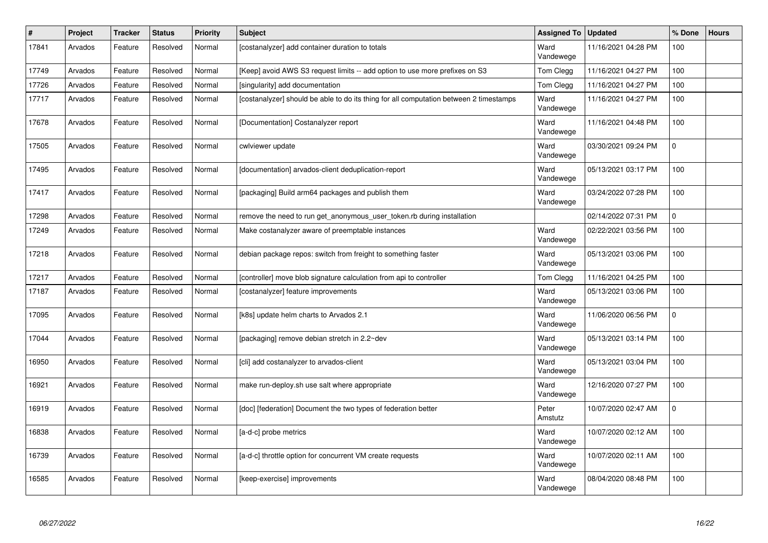| # | Project | Tracker | Status | Priority | Subject | Assigned To | Updated | % Done | Hours |
|---|---|---|---|---|---|---|---|---|---|
| 17841 | Arvados | Feature | Resolved | Normal | [costanalyzer] add container duration to totals | Ward Vandewege | 11/16/2021 04:28 PM | 100 | |
| 17749 | Arvados | Feature | Resolved | Normal | [Keep] avoid AWS S3 request limits -- add option to use more prefixes on S3 | Tom Clegg | 11/16/2021 04:27 PM | 100 | |
| 17726 | Arvados | Feature | Resolved | Normal | [singularity] add documentation | Tom Clegg | 11/16/2021 04:27 PM | 100 | |
| 17717 | Arvados | Feature | Resolved | Normal | [costanalyzer] should be able to do its thing for all computation between 2 timestamps | Ward Vandewege | 11/16/2021 04:27 PM | 100 | |
| 17678 | Arvados | Feature | Resolved | Normal | [Documentation] Costanalyzer report | Ward Vandewege | 11/16/2021 04:48 PM | 100 | |
| 17505 | Arvados | Feature | Resolved | Normal | cwlviewer update | Ward Vandewege | 03/30/2021 09:24 PM | 0 | |
| 17495 | Arvados | Feature | Resolved | Normal | [documentation] arvados-client deduplication-report | Ward Vandewege | 05/13/2021 03:17 PM | 100 | |
| 17417 | Arvados | Feature | Resolved | Normal | [packaging] Build arm64 packages and publish them | Ward Vandewege | 03/24/2022 07:28 PM | 100 | |
| 17298 | Arvados | Feature | Resolved | Normal | remove the need to run get_anonymous_user_token.rb during installation | | 02/14/2022 07:31 PM | 0 | |
| 17249 | Arvados | Feature | Resolved | Normal | Make costanalyzer aware of preemptable instances | Ward Vandewege | 02/22/2021 03:56 PM | 100 | |
| 17218 | Arvados | Feature | Resolved | Normal | debian package repos: switch from freight to something faster | Ward Vandewege | 05/13/2021 03:06 PM | 100 | |
| 17217 | Arvados | Feature | Resolved | Normal | [controller] move blob signature calculation from api to controller | Tom Clegg | 11/16/2021 04:25 PM | 100 | |
| 17187 | Arvados | Feature | Resolved | Normal | [costanalyzer] feature improvements | Ward Vandewege | 05/13/2021 03:06 PM | 100 | |
| 17095 | Arvados | Feature | Resolved | Normal | [k8s] update helm charts to Arvados 2.1 | Ward Vandewege | 11/06/2020 06:56 PM | 0 | |
| 17044 | Arvados | Feature | Resolved | Normal | [packaging] remove debian stretch in 2.2~dev | Ward Vandewege | 05/13/2021 03:14 PM | 100 | |
| 16950 | Arvados | Feature | Resolved | Normal | [cli] add costanalyzer to arvados-client | Ward Vandewege | 05/13/2021 03:04 PM | 100 | |
| 16921 | Arvados | Feature | Resolved | Normal | make run-deploy.sh use salt where appropriate | Ward Vandewege | 12/16/2020 07:27 PM | 100 | |
| 16919 | Arvados | Feature | Resolved | Normal | [doc] [federation] Document the two types of federation better | Peter Amstutz | 10/07/2020 02:47 AM | 0 | |
| 16838 | Arvados | Feature | Resolved | Normal | [a-d-c] probe metrics | Ward Vandewege | 10/07/2020 02:12 AM | 100 | |
| 16739 | Arvados | Feature | Resolved | Normal | [a-d-c] throttle option for concurrent VM create requests | Ward Vandewege | 10/07/2020 02:11 AM | 100 | |
| 16585 | Arvados | Feature | Resolved | Normal | [keep-exercise] improvements | Ward Vandewege | 08/04/2020 08:48 PM | 100 | |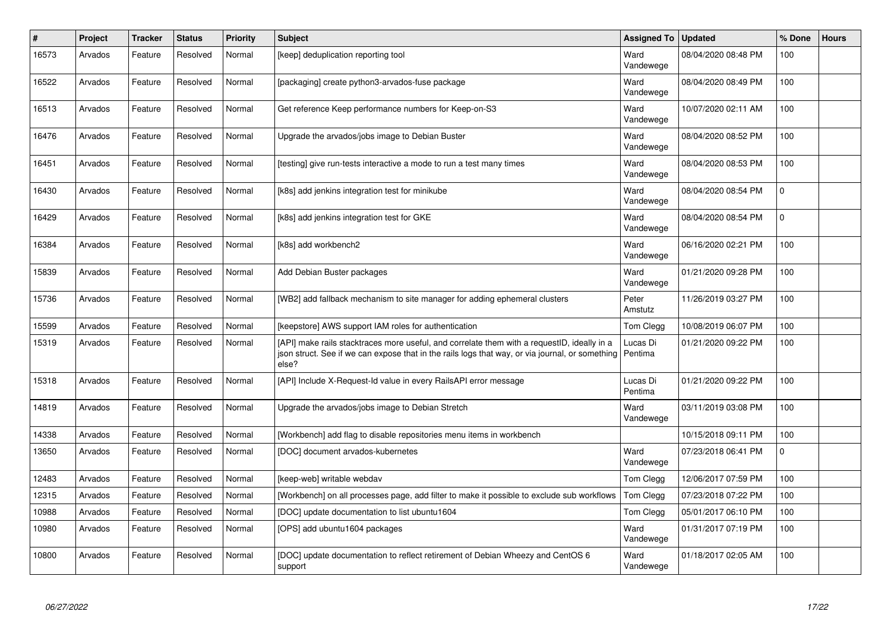| # | Project | Tracker | Status | Priority | Subject | Assigned To | Updated | % Done | Hours |
|---|---|---|---|---|---|---|---|---|---|
| 16573 | Arvados | Feature | Resolved | Normal | [keep] deduplication reporting tool | Ward Vandewege | 08/04/2020 08:48 PM | 100 | |
| 16522 | Arvados | Feature | Resolved | Normal | [packaging] create python3-arvados-fuse package | Ward Vandewege | 08/04/2020 08:49 PM | 100 | |
| 16513 | Arvados | Feature | Resolved | Normal | Get reference Keep performance numbers for Keep-on-S3 | Ward Vandewege | 10/07/2020 02:11 AM | 100 | |
| 16476 | Arvados | Feature | Resolved | Normal | Upgrade the arvados/jobs image to Debian Buster | Ward Vandewege | 08/04/2020 08:52 PM | 100 | |
| 16451 | Arvados | Feature | Resolved | Normal | [testing] give run-tests interactive a mode to run a test many times | Ward Vandewege | 08/04/2020 08:53 PM | 100 | |
| 16430 | Arvados | Feature | Resolved | Normal | [k8s] add jenkins integration test for minikube | Ward Vandewege | 08/04/2020 08:54 PM | 0 | |
| 16429 | Arvados | Feature | Resolved | Normal | [k8s] add jenkins integration test for GKE | Ward Vandewege | 08/04/2020 08:54 PM | 0 | |
| 16384 | Arvados | Feature | Resolved | Normal | [k8s] add workbench2 | Ward Vandewege | 06/16/2020 02:21 PM | 100 | |
| 15839 | Arvados | Feature | Resolved | Normal | Add Debian Buster packages | Ward Vandewege | 01/21/2020 09:28 PM | 100 | |
| 15736 | Arvados | Feature | Resolved | Normal | [WB2] add fallback mechanism to site manager for adding ephemeral clusters | Peter Amstutz | 11/26/2019 03:27 PM | 100 | |
| 15599 | Arvados | Feature | Resolved | Normal | [keepstore] AWS support IAM roles for authentication | Tom Clegg | 10/08/2019 06:07 PM | 100 | |
| 15319 | Arvados | Feature | Resolved | Normal | [API] make rails stacktraces more useful, and correlate them with a requestID, ideally in a json struct. See if we can expose that in the rails logs that way, or via journal, or something else? | Lucas Di Pentima | 01/21/2020 09:22 PM | 100 | |
| 15318 | Arvados | Feature | Resolved | Normal | [API] Include X-Request-Id value in every RailsAPI error message | Lucas Di Pentima | 01/21/2020 09:22 PM | 100 | |
| 14819 | Arvados | Feature | Resolved | Normal | Upgrade the arvados/jobs image to Debian Stretch | Ward Vandewege | 03/11/2019 03:08 PM | 100 | |
| 14338 | Arvados | Feature | Resolved | Normal | [Workbench] add flag to disable repositories menu items in workbench | | 10/15/2018 09:11 PM | 100 | |
| 13650 | Arvados | Feature | Resolved | Normal | [DOC] document arvados-kubernetes | Ward Vandewege | 07/23/2018 06:41 PM | 0 | |
| 12483 | Arvados | Feature | Resolved | Normal | [keep-web] writable webdav | Tom Clegg | 12/06/2017 07:59 PM | 100 | |
| 12315 | Arvados | Feature | Resolved | Normal | [Workbench] on all processes page, add filter to make it possible to exclude sub workflows | Tom Clegg | 07/23/2018 07:22 PM | 100 | |
| 10988 | Arvados | Feature | Resolved | Normal | [DOC] update documentation to list ubuntu1604 | Tom Clegg | 05/01/2017 06:10 PM | 100 | |
| 10980 | Arvados | Feature | Resolved | Normal | [OPS] add ubuntu1604 packages | Ward Vandewege | 01/31/2017 07:19 PM | 100 | |
| 10800 | Arvados | Feature | Resolved | Normal | [DOC] update documentation to reflect retirement of Debian Wheezy and CentOS 6 support | Ward Vandewege | 01/18/2017 02:05 AM | 100 | |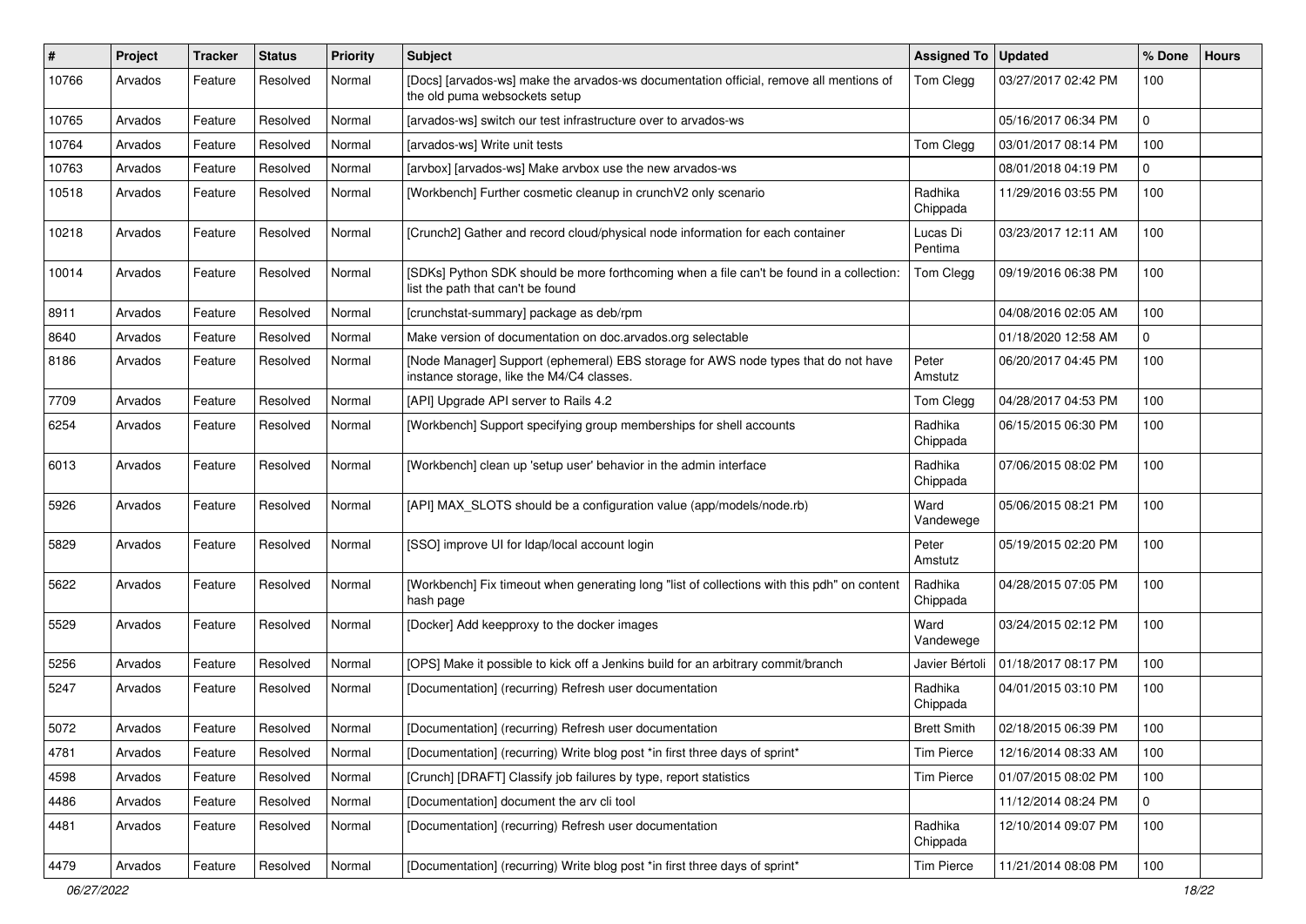| # | Project | Tracker | Status | Priority | Subject | Assigned To | Updated | % Done | Hours |
|---|---|---|---|---|---|---|---|---|---|
| 10766 | Arvados | Feature | Resolved | Normal | [Docs] [arvados-ws] make the arvados-ws documentation official, remove all mentions of the old puma websockets setup | Tom Clegg | 03/27/2017 02:42 PM | 100 | |
| 10765 | Arvados | Feature | Resolved | Normal | [arvados-ws] switch our test infrastructure over to arvados-ws | | 05/16/2017 06:34 PM | 0 | |
| 10764 | Arvados | Feature | Resolved | Normal | [arvados-ws] Write unit tests | Tom Clegg | 03/01/2017 08:14 PM | 100 | |
| 10763 | Arvados | Feature | Resolved | Normal | [arvbox] [arvados-ws] Make arvbox use the new arvados-ws | | 08/01/2018 04:19 PM | 0 | |
| 10518 | Arvados | Feature | Resolved | Normal | [Workbench] Further cosmetic cleanup in crunchV2 only scenario | Radhika Chippada | 11/29/2016 03:55 PM | 100 | |
| 10218 | Arvados | Feature | Resolved | Normal | [Crunch2] Gather and record cloud/physical node information for each container | Lucas Di Pentima | 03/23/2017 12:11 AM | 100 | |
| 10014 | Arvados | Feature | Resolved | Normal | [SDKs] Python SDK should be more forthcoming when a file can't be found in a collection: list the path that can't be found | Tom Clegg | 09/19/2016 06:38 PM | 100 | |
| 8911 | Arvados | Feature | Resolved | Normal | [crunchstat-summary] package as deb/rpm | | 04/08/2016 02:05 AM | 100 | |
| 8640 | Arvados | Feature | Resolved | Normal | Make version of documentation on doc.arvados.org selectable | | 01/18/2020 12:58 AM | 0 | |
| 8186 | Arvados | Feature | Resolved | Normal | [Node Manager] Support (ephemeral) EBS storage for AWS node types that do not have instance storage, like the M4/C4 classes. | Peter Amstutz | 06/20/2017 04:45 PM | 100 | |
| 7709 | Arvados | Feature | Resolved | Normal | [API] Upgrade API server to Rails 4.2 | Tom Clegg | 04/28/2017 04:53 PM | 100 | |
| 6254 | Arvados | Feature | Resolved | Normal | [Workbench] Support specifying group memberships for shell accounts | Radhika Chippada | 06/15/2015 06:30 PM | 100 | |
| 6013 | Arvados | Feature | Resolved | Normal | [Workbench] clean up 'setup user' behavior in the admin interface | Radhika Chippada | 07/06/2015 08:02 PM | 100 | |
| 5926 | Arvados | Feature | Resolved | Normal | [API] MAX_SLOTS should be a configuration value (app/models/node.rb) | Ward Vandewege | 05/06/2015 08:21 PM | 100 | |
| 5829 | Arvados | Feature | Resolved | Normal | [SSO] improve UI for ldap/local account login | Peter Amstutz | 05/19/2015 02:20 PM | 100 | |
| 5622 | Arvados | Feature | Resolved | Normal | [Workbench] Fix timeout when generating long "list of collections with this pdh" on content hash page | Radhika Chippada | 04/28/2015 07:05 PM | 100 | |
| 5529 | Arvados | Feature | Resolved | Normal | [Docker] Add keepproxy to the docker images | Ward Vandewege | 03/24/2015 02:12 PM | 100 | |
| 5256 | Arvados | Feature | Resolved | Normal | [OPS] Make it possible to kick off a Jenkins build for an arbitrary commit/branch | Javier Bértoli | 01/18/2017 08:17 PM | 100 | |
| 5247 | Arvados | Feature | Resolved | Normal | [Documentation] (recurring) Refresh user documentation | Radhika Chippada | 04/01/2015 03:10 PM | 100 | |
| 5072 | Arvados | Feature | Resolved | Normal | [Documentation] (recurring) Refresh user documentation | Brett Smith | 02/18/2015 06:39 PM | 100 | |
| 4781 | Arvados | Feature | Resolved | Normal | [Documentation] (recurring) Write blog post *in first three days of sprint* | Tim Pierce | 12/16/2014 08:33 AM | 100 | |
| 4598 | Arvados | Feature | Resolved | Normal | [Crunch] [DRAFT] Classify job failures by type, report statistics | Tim Pierce | 01/07/2015 08:02 PM | 100 | |
| 4486 | Arvados | Feature | Resolved | Normal | [Documentation] document the arv cli tool | | 11/12/2014 08:24 PM | 0 | |
| 4481 | Arvados | Feature | Resolved | Normal | [Documentation] (recurring) Refresh user documentation | Radhika Chippada | 12/10/2014 09:07 PM | 100 | |
| 4479 | Arvados | Feature | Resolved | Normal | [Documentation] (recurring) Write blog post *in first three days of sprint* | Tim Pierce | 11/21/2014 08:08 PM | 100 | |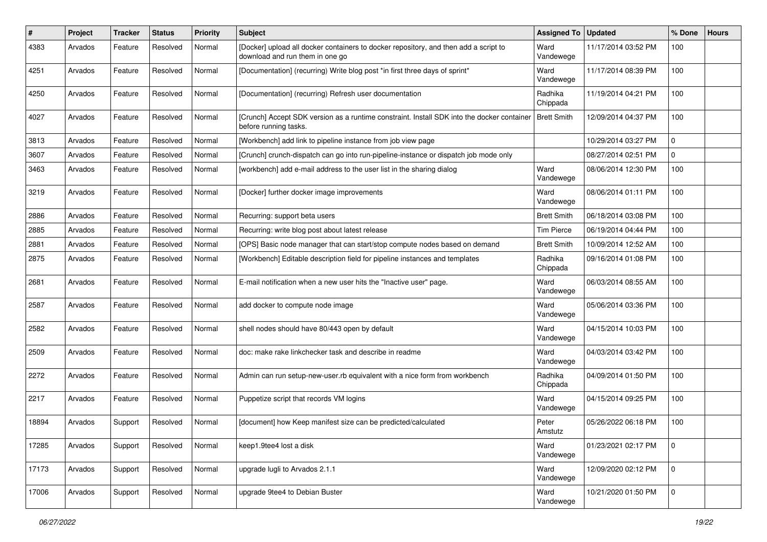| # | Project | Tracker | Status | Priority | Subject | Assigned To | Updated | % Done | Hours |
|---|---|---|---|---|---|---|---|---|---|
| 4383 | Arvados | Feature | Resolved | Normal | [Docker] upload all docker containers to docker repository, and then add a script to download and run them in one go | Ward Vandewege | 11/17/2014 03:52 PM | 100 | |
| 4251 | Arvados | Feature | Resolved | Normal | [Documentation] (recurring) Write blog post *in first three days of sprint* | Ward Vandewege | 11/17/2014 08:39 PM | 100 | |
| 4250 | Arvados | Feature | Resolved | Normal | [Documentation] (recurring) Refresh user documentation | Radhika Chippada | 11/19/2014 04:21 PM | 100 | |
| 4027 | Arvados | Feature | Resolved | Normal | [Crunch] Accept SDK version as a runtime constraint. Install SDK into the docker container before running tasks. | Brett Smith | 12/09/2014 04:37 PM | 100 | |
| 3813 | Arvados | Feature | Resolved | Normal | [Workbench] add link to pipeline instance from job view page | | 10/29/2014 03:27 PM | 0 | |
| 3607 | Arvados | Feature | Resolved | Normal | [Crunch] crunch-dispatch can go into run-pipeline-instance or dispatch job mode only | | 08/27/2014 02:51 PM | 0 | |
| 3463 | Arvados | Feature | Resolved | Normal | [workbench] add e-mail address to the user list in the sharing dialog | Ward Vandewege | 08/06/2014 12:30 PM | 100 | |
| 3219 | Arvados | Feature | Resolved | Normal | [Docker] further docker image improvements | Ward Vandewege | 08/06/2014 01:11 PM | 100 | |
| 2886 | Arvados | Feature | Resolved | Normal | Recurring: support beta users | Brett Smith | 06/18/2014 03:08 PM | 100 | |
| 2885 | Arvados | Feature | Resolved | Normal | Recurring: write blog post about latest release | Tim Pierce | 06/19/2014 04:44 PM | 100 | |
| 2881 | Arvados | Feature | Resolved | Normal | [OPS] Basic node manager that can start/stop compute nodes based on demand | Brett Smith | 10/09/2014 12:52 AM | 100 | |
| 2875 | Arvados | Feature | Resolved | Normal | [Workbench] Editable description field for pipeline instances and templates | Radhika Chippada | 09/16/2014 01:08 PM | 100 | |
| 2681 | Arvados | Feature | Resolved | Normal | E-mail notification when a new user hits the "Inactive user" page. | Ward Vandewege | 06/03/2014 08:55 AM | 100 | |
| 2587 | Arvados | Feature | Resolved | Normal | add docker to compute node image | Ward Vandewege | 05/06/2014 03:36 PM | 100 | |
| 2582 | Arvados | Feature | Resolved | Normal | shell nodes should have 80/443 open by default | Ward Vandewege | 04/15/2014 10:03 PM | 100 | |
| 2509 | Arvados | Feature | Resolved | Normal | doc: make rake linkchecker task and describe in readme | Ward Vandewege | 04/03/2014 03:42 PM | 100 | |
| 2272 | Arvados | Feature | Resolved | Normal | Admin can run setup-new-user.rb equivalent with a nice form from workbench | Radhika Chippada | 04/09/2014 01:50 PM | 100 | |
| 2217 | Arvados | Feature | Resolved | Normal | Puppetize script that records VM logins | Ward Vandewege | 04/15/2014 09:25 PM | 100 | |
| 18894 | Arvados | Support | Resolved | Normal | [document] how Keep manifest size can be predicted/calculated | Peter Amstutz | 05/26/2022 06:18 PM | 100 | |
| 17285 | Arvados | Support | Resolved | Normal | keep1.9tee4 lost a disk | Ward Vandewege | 01/23/2021 02:17 PM | 0 | |
| 17173 | Arvados | Support | Resolved | Normal | upgrade lugli to Arvados 2.1.1 | Ward Vandewege | 12/09/2020 02:12 PM | 0 | |
| 17006 | Arvados | Support | Resolved | Normal | upgrade 9tee4 to Debian Buster | Ward Vandewege | 10/21/2020 01:50 PM | 0 | |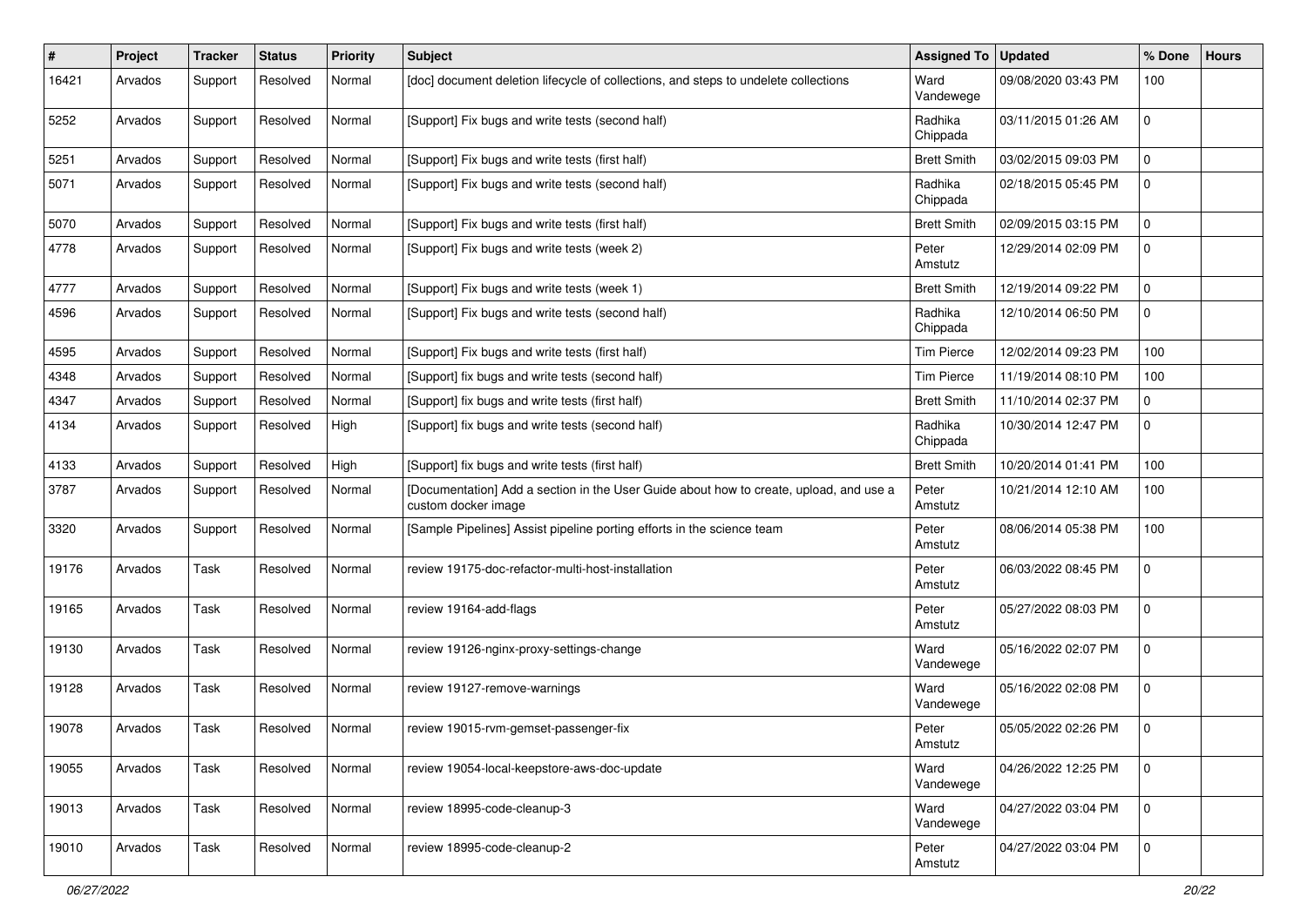| # | Project | Tracker | Status | Priority | Subject | Assigned To | Updated | % Done | Hours |
|---|---|---|---|---|---|---|---|---|---|
| 16421 | Arvados | Support | Resolved | Normal | [doc] document deletion lifecycle of collections, and steps to undelete collections | Ward Vandewege | 09/08/2020 03:43 PM | 100 | |
| 5252 | Arvados | Support | Resolved | Normal | [Support] Fix bugs and write tests (second half) | Radhika Chippada | 03/11/2015 01:26 AM | 0 | |
| 5251 | Arvados | Support | Resolved | Normal | [Support] Fix bugs and write tests (first half) | Brett Smith | 03/02/2015 09:03 PM | 0 | |
| 5071 | Arvados | Support | Resolved | Normal | [Support] Fix bugs and write tests (second half) | Radhika Chippada | 02/18/2015 05:45 PM | 0 | |
| 5070 | Arvados | Support | Resolved | Normal | [Support] Fix bugs and write tests (first half) | Brett Smith | 02/09/2015 03:15 PM | 0 | |
| 4778 | Arvados | Support | Resolved | Normal | [Support] Fix bugs and write tests (week 2) | Peter Amstutz | 12/29/2014 02:09 PM | 0 | |
| 4777 | Arvados | Support | Resolved | Normal | [Support] Fix bugs and write tests (week 1) | Brett Smith | 12/19/2014 09:22 PM | 0 | |
| 4596 | Arvados | Support | Resolved | Normal | [Support] Fix bugs and write tests (second half) | Radhika Chippada | 12/10/2014 06:50 PM | 0 | |
| 4595 | Arvados | Support | Resolved | Normal | [Support] Fix bugs and write tests (first half) | Tim Pierce | 12/02/2014 09:23 PM | 100 | |
| 4348 | Arvados | Support | Resolved | Normal | [Support] fix bugs and write tests (second half) | Tim Pierce | 11/19/2014 08:10 PM | 100 | |
| 4347 | Arvados | Support | Resolved | Normal | [Support] fix bugs and write tests (first half) | Brett Smith | 11/10/2014 02:37 PM | 0 | |
| 4134 | Arvados | Support | Resolved | High | [Support] fix bugs and write tests (second half) | Radhika Chippada | 10/30/2014 12:47 PM | 0 | |
| 4133 | Arvados | Support | Resolved | High | [Support] fix bugs and write tests (first half) | Brett Smith | 10/20/2014 01:41 PM | 100 | |
| 3787 | Arvados | Support | Resolved | Normal | [Documentation] Add a section in the User Guide about how to create, upload, and use a custom docker image | Peter Amstutz | 10/21/2014 12:10 AM | 100 | |
| 3320 | Arvados | Support | Resolved | Normal | [Sample Pipelines] Assist pipeline porting efforts in the science team | Peter Amstutz | 08/06/2014 05:38 PM | 100 | |
| 19176 | Arvados | Task | Resolved | Normal | review 19175-doc-refactor-multi-host-installation | Peter Amstutz | 06/03/2022 08:45 PM | 0 | |
| 19165 | Arvados | Task | Resolved | Normal | review 19164-add-flags | Peter Amstutz | 05/27/2022 08:03 PM | 0 | |
| 19130 | Arvados | Task | Resolved | Normal | review 19126-nginx-proxy-settings-change | Ward Vandewege | 05/16/2022 02:07 PM | 0 | |
| 19128 | Arvados | Task | Resolved | Normal | review 19127-remove-warnings | Ward Vandewege | 05/16/2022 02:08 PM | 0 | |
| 19078 | Arvados | Task | Resolved | Normal | review 19015-rvm-gemset-passenger-fix | Peter Amstutz | 05/05/2022 02:26 PM | 0 | |
| 19055 | Arvados | Task | Resolved | Normal | review 19054-local-keepstore-aws-doc-update | Ward Vandewege | 04/26/2022 12:25 PM | 0 | |
| 19013 | Arvados | Task | Resolved | Normal | review 18995-code-cleanup-3 | Ward Vandewege | 04/27/2022 03:04 PM | 0 | |
| 19010 | Arvados | Task | Resolved | Normal | review 18995-code-cleanup-2 | Peter Amstutz | 04/27/2022 03:04 PM | 0 | |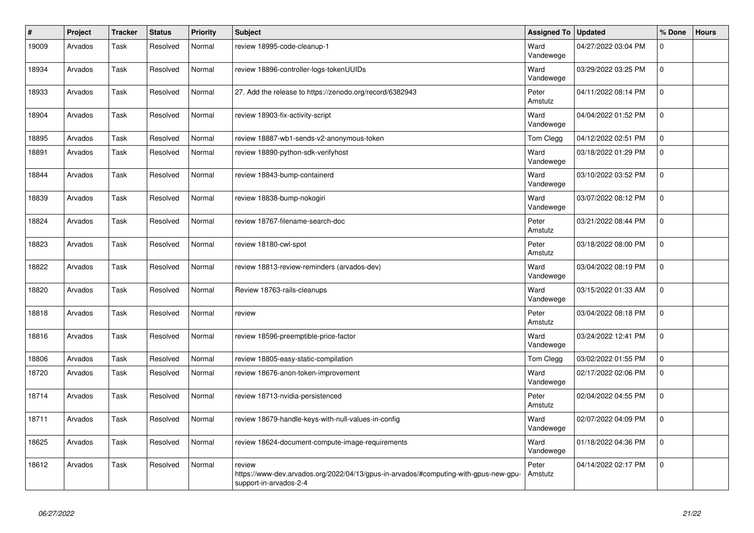| # | Project | Tracker | Status | Priority | Subject | Assigned To | Updated | % Done | Hours |
|---|---|---|---|---|---|---|---|---|---|
| 19009 | Arvados | Task | Resolved | Normal | review 18995-code-cleanup-1 | Ward Vandewege | 04/27/2022 03:04 PM | 0 | |
| 18934 | Arvados | Task | Resolved | Normal | review 18896-controller-logs-tokenUUIDs | Ward Vandewege | 03/29/2022 03:25 PM | 0 | |
| 18933 | Arvados | Task | Resolved | Normal | 27. Add the release to https://zenodo.org/record/6382943 | Peter Amstutz | 04/11/2022 08:14 PM | 0 | |
| 18904 | Arvados | Task | Resolved | Normal | review 18903-fix-activity-script | Ward Vandewege | 04/04/2022 01:52 PM | 0 | |
| 18895 | Arvados | Task | Resolved | Normal | review 18887-wb1-sends-v2-anonymous-token | Tom Clegg | 04/12/2022 02:51 PM | 0 | |
| 18891 | Arvados | Task | Resolved | Normal | review 18890-python-sdk-verifyhost | Ward Vandewege | 03/18/2022 01:29 PM | 0 | |
| 18844 | Arvados | Task | Resolved | Normal | review 18843-bump-containerd | Ward Vandewege | 03/10/2022 03:52 PM | 0 | |
| 18839 | Arvados | Task | Resolved | Normal | review 18838-bump-nokogiri | Ward Vandewege | 03/07/2022 08:12 PM | 0 | |
| 18824 | Arvados | Task | Resolved | Normal | review 18767-filename-search-doc | Peter Amstutz | 03/21/2022 08:44 PM | 0 | |
| 18823 | Arvados | Task | Resolved | Normal | review 18180-cwl-spot | Peter Amstutz | 03/18/2022 08:00 PM | 0 | |
| 18822 | Arvados | Task | Resolved | Normal | review 18813-review-reminders (arvados-dev) | Ward Vandewege | 03/04/2022 08:19 PM | 0 | |
| 18820 | Arvados | Task | Resolved | Normal | Review 18763-rails-cleanups | Ward Vandewege | 03/15/2022 01:33 AM | 0 | |
| 18818 | Arvados | Task | Resolved | Normal | review | Peter Amstutz | 03/04/2022 08:18 PM | 0 | |
| 18816 | Arvados | Task | Resolved | Normal | review 18596-preemptible-price-factor | Ward Vandewege | 03/24/2022 12:41 PM | 0 | |
| 18806 | Arvados | Task | Resolved | Normal | review 18805-easy-static-compilation | Tom Clegg | 03/02/2022 01:55 PM | 0 | |
| 18720 | Arvados | Task | Resolved | Normal | review 18676-anon-token-improvement | Ward Vandewege | 02/17/2022 02:06 PM | 0 | |
| 18714 | Arvados | Task | Resolved | Normal | review 18713-nvidia-persistenced | Peter Amstutz | 02/04/2022 04:55 PM | 0 | |
| 18711 | Arvados | Task | Resolved | Normal | review 18679-handle-keys-with-null-values-in-config | Ward Vandewege | 02/07/2022 04:09 PM | 0 | |
| 18625 | Arvados | Task | Resolved | Normal | review 18624-document-compute-image-requirements | Ward Vandewege | 01/18/2022 04:36 PM | 0 | |
| 18612 | Arvados | Task | Resolved | Normal | review https://www-dev.arvados.org/2022/04/13/gpus-in-arvados/#computing-with-gpus-new-gpu-support-in-arvados-2-4 | Peter Amstutz | 04/14/2022 02:17 PM | 0 | |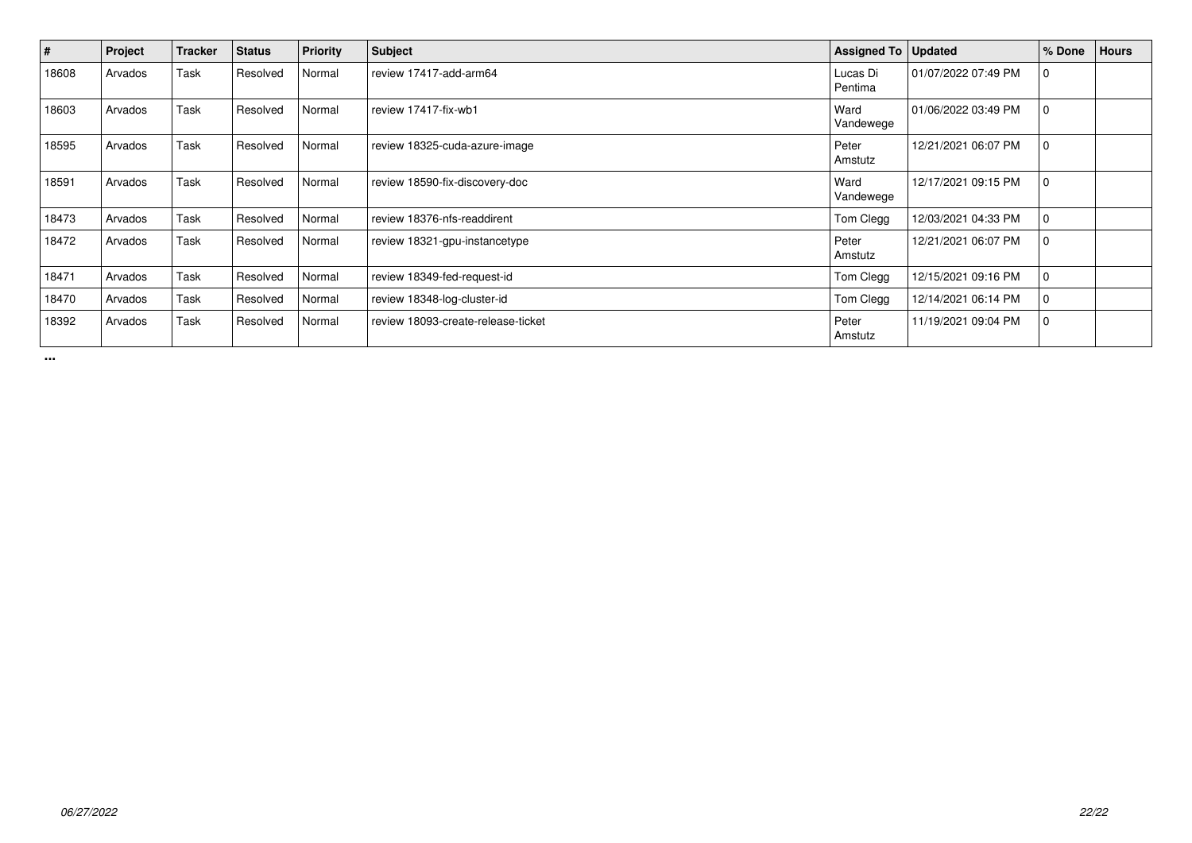| # | Project | Tracker | Status | Priority | Subject | Assigned To | Updated | % Done | Hours |
|---|---|---|---|---|---|---|---|---|---|
| 18608 | Arvados | Task | Resolved | Normal | review 17417-add-arm64 | Lucas Di Pentima | 01/07/2022 07:49 PM | 0 | |
| 18603 | Arvados | Task | Resolved | Normal | review 17417-fix-wb1 | Ward Vandewege | 01/06/2022 03:49 PM | 0 | |
| 18595 | Arvados | Task | Resolved | Normal | review 18325-cuda-azure-image | Peter Amstutz | 12/21/2021 06:07 PM | 0 | |
| 18591 | Arvados | Task | Resolved | Normal | review 18590-fix-discovery-doc | Ward Vandewege | 12/17/2021 09:15 PM | 0 | |
| 18473 | Arvados | Task | Resolved | Normal | review 18376-nfs-readdirent | Tom Clegg | 12/03/2021 04:33 PM | 0 | |
| 18472 | Arvados | Task | Resolved | Normal | review 18321-gpu-instancetype | Peter Amstutz | 12/21/2021 06:07 PM | 0 | |
| 18471 | Arvados | Task | Resolved | Normal | review 18349-fed-request-id | Tom Clegg | 12/15/2021 09:16 PM | 0 | |
| 18470 | Arvados | Task | Resolved | Normal | review 18348-log-cluster-id | Tom Clegg | 12/14/2021 06:14 PM | 0 | |
| 18392 | Arvados | Task | Resolved | Normal | review 18093-create-release-ticket | Peter Amstutz | 11/19/2021 09:04 PM | 0 | |

...